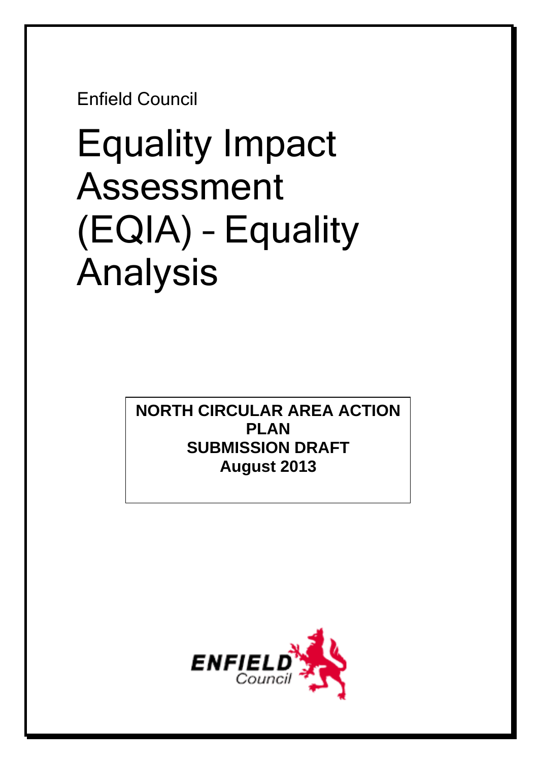Enfield Council

# Equality Impact Assessment (EQIA) – Equality Analysis

**NORTH CIRCULAR AREA ACTION PLAN**
**SUBMISSION DRAFT**
**August 2013**

ENFIELD Council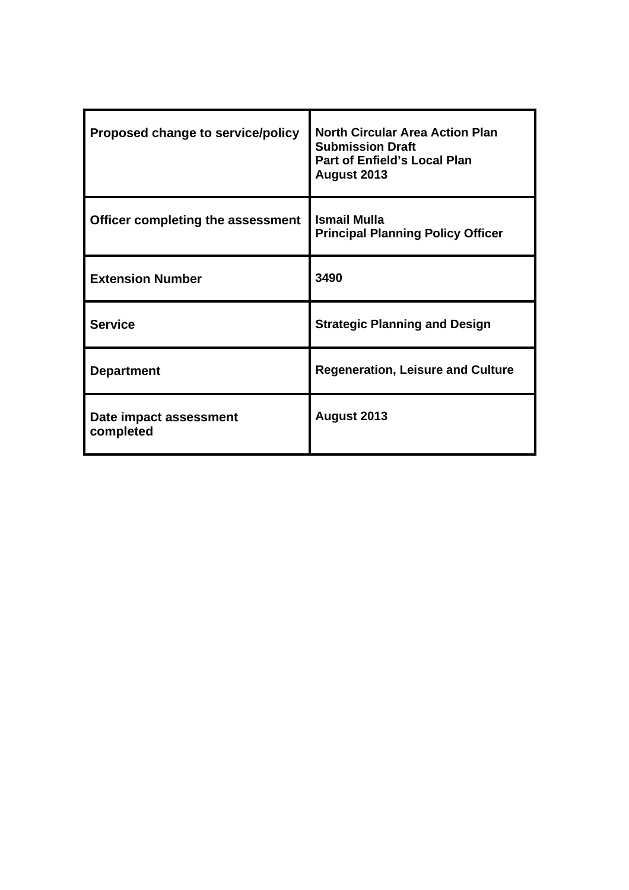| | |
|---|---|
| **Proposed change to service/policy** | **North Circular Area Action Plan Submission Draft**<br>**Part of Enfield's Local Plan**<br>**August 2013** |
| **Officer completing the assessment** | **Ismail Mulla**<br>**Principal Planning Policy Officer** |
| **Extension Number** | **3490** |
| **Service** | **Strategic Planning and Design** |
| **Department** | **Regeneration, Leisure and Culture** |
| **Date impact assessment completed** | **August 2013** |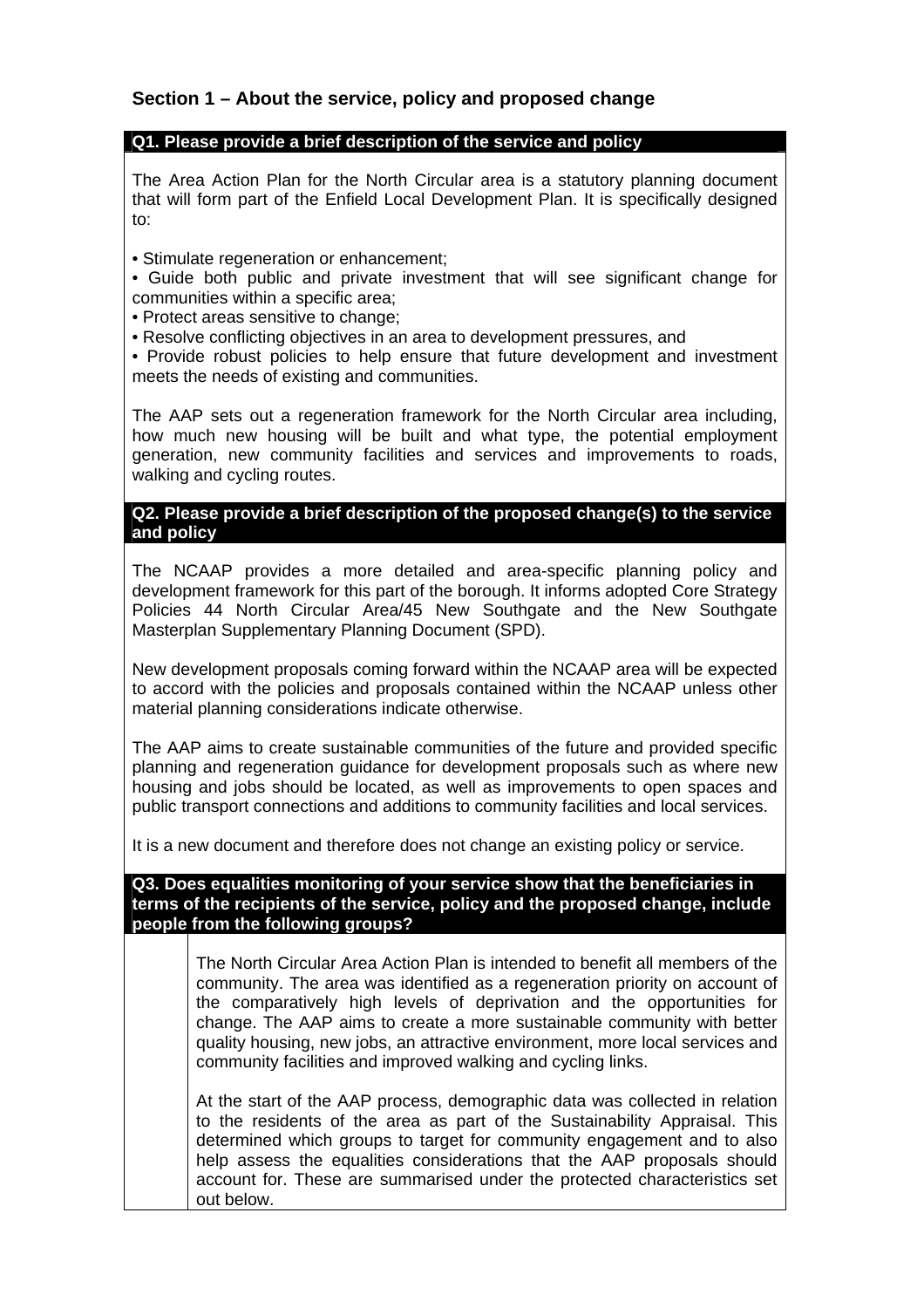## Section 1 – About the service, policy and proposed change

**Q1. Please provide a brief description of the service and policy**

The Area Action Plan for the North Circular area is a statutory planning document that will form part of the Enfield Local Development Plan. It is specifically designed to:

• Stimulate regeneration or enhancement;
• Guide both public and private investment that will see significant change for communities within a specific area;
• Protect areas sensitive to change;
• Resolve conflicting objectives in an area to development pressures, and
• Provide robust policies to help ensure that future development and investment meets the needs of existing and communities.

The AAP sets out a regeneration framework for the North Circular area including, how much new housing will be built and what type, the potential employment generation, new community facilities and services and improvements to roads, walking and cycling routes.

**Q2. Please provide a brief description of the proposed change(s) to the service and policy**

The NCAAP provides a more detailed and area-specific planning policy and development framework for this part of the borough. It informs adopted Core Strategy Policies 44 North Circular Area/45 New Southgate and the New Southgate Masterplan Supplementary Planning Document (SPD).

New development proposals coming forward within the NCAAP area will be expected to accord with the policies and proposals contained within the NCAAP unless other material planning considerations indicate otherwise.

The AAP aims to create sustainable communities of the future and provided specific planning and regeneration guidance for development proposals such as where new housing and jobs should be located, as well as improvements to open spaces and public transport connections and additions to community facilities and local services.

It is a new document and therefore does not change an existing policy or service.

**Q3. Does equalities monitoring of your service show that the beneficiaries in terms of the recipients of the service, policy and the proposed change, include people from the following groups?**

The North Circular Area Action Plan is intended to benefit all members of the community. The area was identified as a regeneration priority on account of the comparatively high levels of deprivation and the opportunities for change. The AAP aims to create a more sustainable community with better quality housing, new jobs, an attractive environment, more local services and community facilities and improved walking and cycling links.

At the start of the AAP process, demographic data was collected in relation to the residents of the area as part of the Sustainability Appraisal. This determined which groups to target for community engagement and to also help assess the equalities considerations that the AAP proposals should account for. These are summarised under the protected characteristics set out below.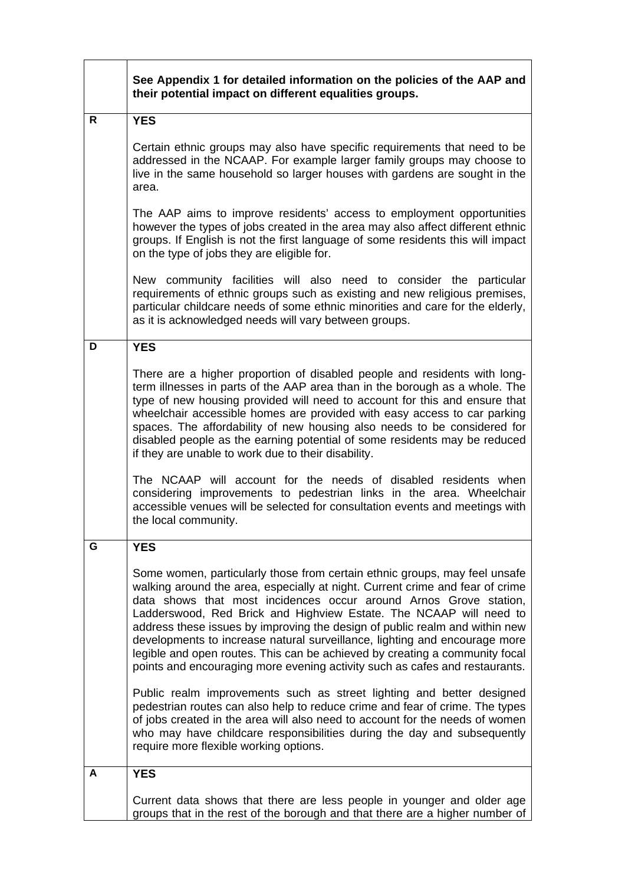| | See Appendix 1 for detailed information on the policies of the AAP and their potential impact on different equalities groups. |
|---|---|
| **R** | **YES**<br><br>Certain ethnic groups may also have specific requirements that need to be addressed in the NCAAP. For example larger family groups may choose to live in the same household so larger houses with gardens are sought in the area.<br><br>The AAP aims to improve residents' access to employment opportunities however the types of jobs created in the area may also affect different ethnic groups. If English is not the first language of some residents this will impact on the type of jobs they are eligible for.<br><br>New community facilities will also need to consider the particular requirements of ethnic groups such as existing and new religious premises, particular childcare needs of some ethnic minorities and care for the elderly, as it is acknowledged needs will vary between groups. |
| **D** | **YES**<br><br>There are a higher proportion of disabled people and residents with long-term illnesses in parts of the AAP area than in the borough as a whole. The type of new housing provided will need to account for this and ensure that wheelchair accessible homes are provided with easy access to car parking spaces. The affordability of new housing also needs to be considered for disabled people as the earning potential of some residents may be reduced if they are unable to work due to their disability.<br><br>The NCAAP will account for the needs of disabled residents when considering improvements to pedestrian links in the area. Wheelchair accessible venues will be selected for consultation events and meetings with the local community. |
| **G** | **YES**<br><br>Some women, particularly those from certain ethnic groups, may feel unsafe walking around the area, especially at night. Current crime and fear of crime data shows that most incidences occur around Arnos Grove station, Ladderswood, Red Brick and Highview Estate. The NCAAP will need to address these issues by improving the design of public realm and within new developments to increase natural surveillance, lighting and encourage more legible and open routes. This can be achieved by creating a community focal points and encouraging more evening activity such as cafes and restaurants.<br><br>Public realm improvements such as street lighting and better designed pedestrian routes can also help to reduce crime and fear of crime. The types of jobs created in the area will also need to account for the needs of women who may have childcare responsibilities during the day and subsequently require more flexible working options. |
| **A** | **YES**<br><br>Current data shows that there are less people in younger and older age groups that in the rest of the borough and that there are a higher number of |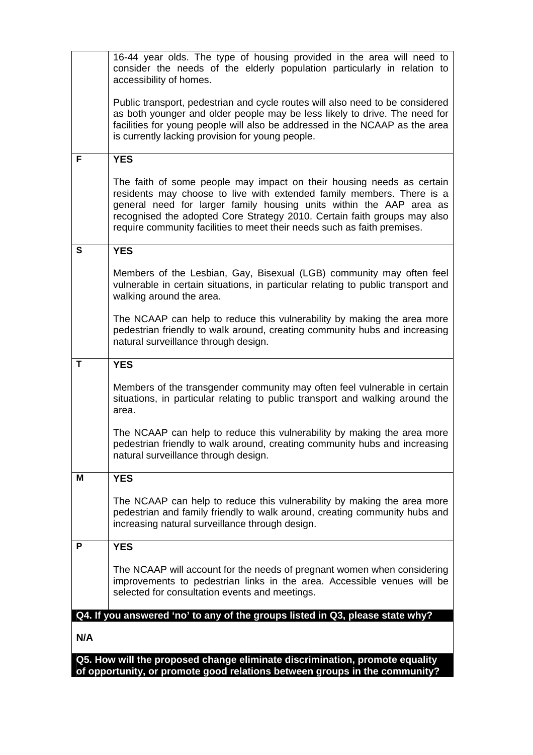| | |
|---|---|
| | 16-44 year olds. The type of housing provided in the area will need to consider the needs of the elderly population particularly in relation to accessibility of homes.<br><br>Public transport, pedestrian and cycle routes will also need to be considered as both younger and older people may be less likely to drive. The need for facilities for young people will also be addressed in the NCAAP as the area is currently lacking provision for young people. |
| **F** | **YES**<br><br>The faith of some people may impact on their housing needs as certain residents may choose to live with extended family members. There is a general need for larger family housing units within the AAP area as recognised the adopted Core Strategy 2010. Certain faith groups may also require community facilities to meet their needs such as faith premises. |
| **S** | **YES**<br><br>Members of the Lesbian, Gay, Bisexual (LGB) community may often feel vulnerable in certain situations, in particular relating to public transport and walking around the area.<br><br>The NCAAP can help to reduce this vulnerability by making the area more pedestrian friendly to walk around, creating community hubs and increasing natural surveillance through design. |
| **T** | **YES**<br><br>Members of the transgender community may often feel vulnerable in certain situations, in particular relating to public transport and walking around the area.<br><br>The NCAAP can help to reduce this vulnerability by making the area more pedestrian friendly to walk around, creating community hubs and increasing natural surveillance through design. |
| **M** | **YES**<br><br>The NCAAP can help to reduce this vulnerability by making the area more pedestrian and family friendly to walk around, creating community hubs and increasing natural surveillance through design. |
| **P** | **YES**<br><br>The NCAAP will account for the needs of pregnant women when considering improvements to pedestrian links in the area. Accessible venues will be selected for consultation events and meetings. |

**Q4. If you answered 'no' to any of the groups listed in Q3, please state why?**

**N/A**

**Q5. How will the proposed change eliminate discrimination, promote equality of opportunity, or promote good relations between groups in the community?**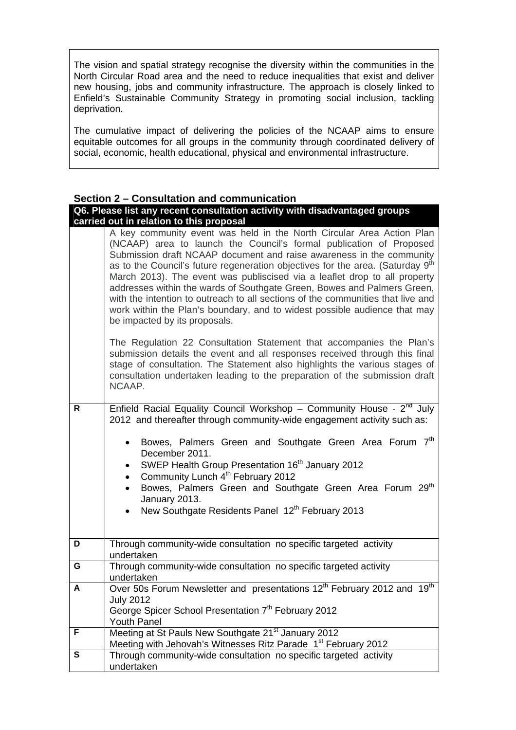The vision and spatial strategy recognise the diversity within the communities in the North Circular Road area and the need to reduce inequalities that exist and deliver new housing, jobs and community infrastructure. The approach is closely linked to Enfield's Sustainable Community Strategy in promoting social inclusion, tackling deprivation.

The cumulative impact of delivering the policies of the NCAAP aims to ensure equitable outcomes for all groups in the community through coordinated delivery of social, economic, health educational, physical and environmental infrastructure.

## Section 2 – Consultation and communication

| **Q6. Please list any recent consultation activity with disadvantaged groups carried out in relation to this proposal** | |
|---|---|
| | A key community event was held in the North Circular Area Action Plan (NCAAP) area to launch the Council's formal publication of Proposed Submission draft NCAAP document and raise awareness in the community as to the Council's future regeneration objectives for the area. (Saturday 9th March 2013). The event was publiscised via a leaflet drop to all property addresses within the wards of Southgate Green, Bowes and Palmers Green, with the intention to outreach to all sections of the communities that live and work within the Plan's boundary, and to widest possible audience that may be impacted by its proposals.<br><br>The Regulation 22 Consultation Statement that accompanies the Plan's submission details the event and all responses received through this final stage of consultation. The Statement also highlights the various stages of consultation undertaken leading to the preparation of the submission draft NCAAP. |
| **R** | Enfield Racial Equality Council Workshop – Community House - 2nd July 2012 and thereafter through community-wide engagement activity such as:<br>• Bowes, Palmers Green and Southgate Green Area Forum 7th December 2011.<br>• SWEP Health Group Presentation 16th January 2012<br>• Community Lunch 4th February 2012<br>• Bowes, Palmers Green and Southgate Green Area Forum 29th January 2013.<br>• New Southgate Residents Panel 12th February 2013 |
| **D** | Through community-wide consultation no specific targeted activity undertaken |
| **G** | Through community-wide consultation no specific targeted activity undertaken |
| **A** | Over 50s Forum Newsletter and presentations 12th February 2012 and 19th July 2012<br>George Spicer School Presentation 7th February 2012<br>Youth Panel |
| **F** | Meeting at St Pauls New Southgate 21st January 2012<br>Meeting with Jehovah's Witnesses Ritz Parade 1st February 2012 |
| **S** | Through community-wide consultation no specific targeted activity undertaken |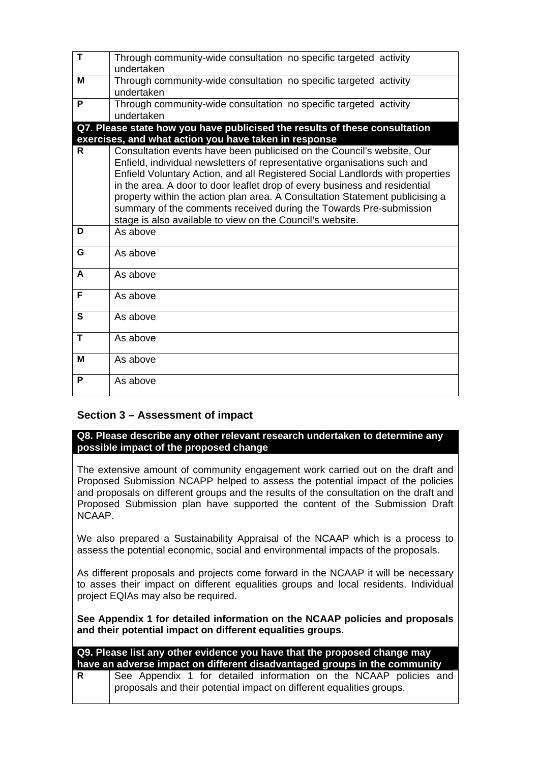| | |
|---|---|
| **T** | Through community-wide consultation no specific targeted activity undertaken |
| **M** | Through community-wide consultation no specific targeted activity undertaken |
| **P** | Through community-wide consultation no specific targeted activity undertaken |
| **Q7. Please state how you have publicised the results of these consultation exercises, and what action you have taken in response** | |
| **R** | Consultation events have been publicised on the Council's website, Our Enfield, individual newsletters of representative organisations such and Enfield Voluntary Action, and all Registered Social Landlords with properties in the area. A door to door leaflet drop of every business and residential property within the action plan area. A Consultation Statement publicising a summary of the comments received during the Towards Pre-submission stage is also available to view on the Council's website. |
| **D** | As above |
| **G** | As above |
| **A** | As above |
| **F** | As above |
| **S** | As above |
| **T** | As above |
| **M** | As above |
| **P** | As above |

## Section 3 – Assessment of impact

**Q8. Please describe any other relevant research undertaken to determine any possible impact of the proposed change**

The extensive amount of community engagement work carried out on the draft and Proposed Submission NCAPP helped to assess the potential impact of the policies and proposals on different groups and the results of the consultation on the draft and Proposed Submission plan have supported the content of the Submission Draft NCAAP.

We also prepared a Sustainability Appraisal of the NCAAP which is a process to assess the potential economic, social and environmental impacts of the proposals.

As different proposals and projects come forward in the NCAAP it will be necessary to asses their impact on different equalities groups and local residents. Individual project EQIAs may also be required.

**See Appendix 1 for detailed information on the NCAAP policies and proposals and their potential impact on different equalities groups.**

| **Q9. Please list any other evidence you have that the proposed change may have an adverse impact on different disadvantaged groups in the community** | |
|---|---|
| **R** | See Appendix 1 for detailed information on the NCAAP policies and proposals and their potential impact on different equalities groups. |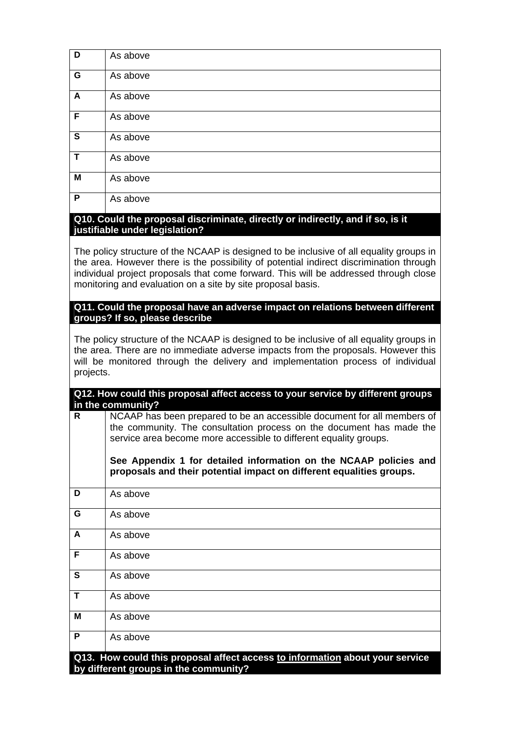| | |
|---|---|
| **D** | As above |
| **G** | As above |
| **A** | As above |
| **F** | As above |
| **S** | As above |
| **T** | As above |
| **M** | As above |
| **P** | As above |

**Q10. Could the proposal discriminate, directly or indirectly, and if so, is it justifiable under legislation?**

The policy structure of the NCAAP is designed to be inclusive of all equality groups in the area. However there is the possibility of potential indirect discrimination through individual project proposals that come forward. This will be addressed through close monitoring and evaluation on a site by site proposal basis.

**Q11. Could the proposal have an adverse impact on relations between different groups? If so, please describe**

The policy structure of the NCAAP is designed to be inclusive of all equality groups in the area. There are no immediate adverse impacts from the proposals. However this will be monitored through the delivery and implementation process of individual projects.

**Q12. How could this proposal affect access to your service by different groups in the community?**

| | |
|---|---|
| **R** | NCAAP has been prepared to be an accessible document for all members of the community. The consultation process on the document has made the service area become more accessible to different equality groups.<br><br>**See Appendix 1 for detailed information on the NCAAP policies and proposals and their potential impact on different equalities groups.** |
| **D** | As above |
| **G** | As above |
| **A** | As above |
| **F** | As above |
| **S** | As above |
| **T** | As above |
| **M** | As above |
| **P** | As above |

**Q13. How could this proposal affect access to information about your service by different groups in the community?**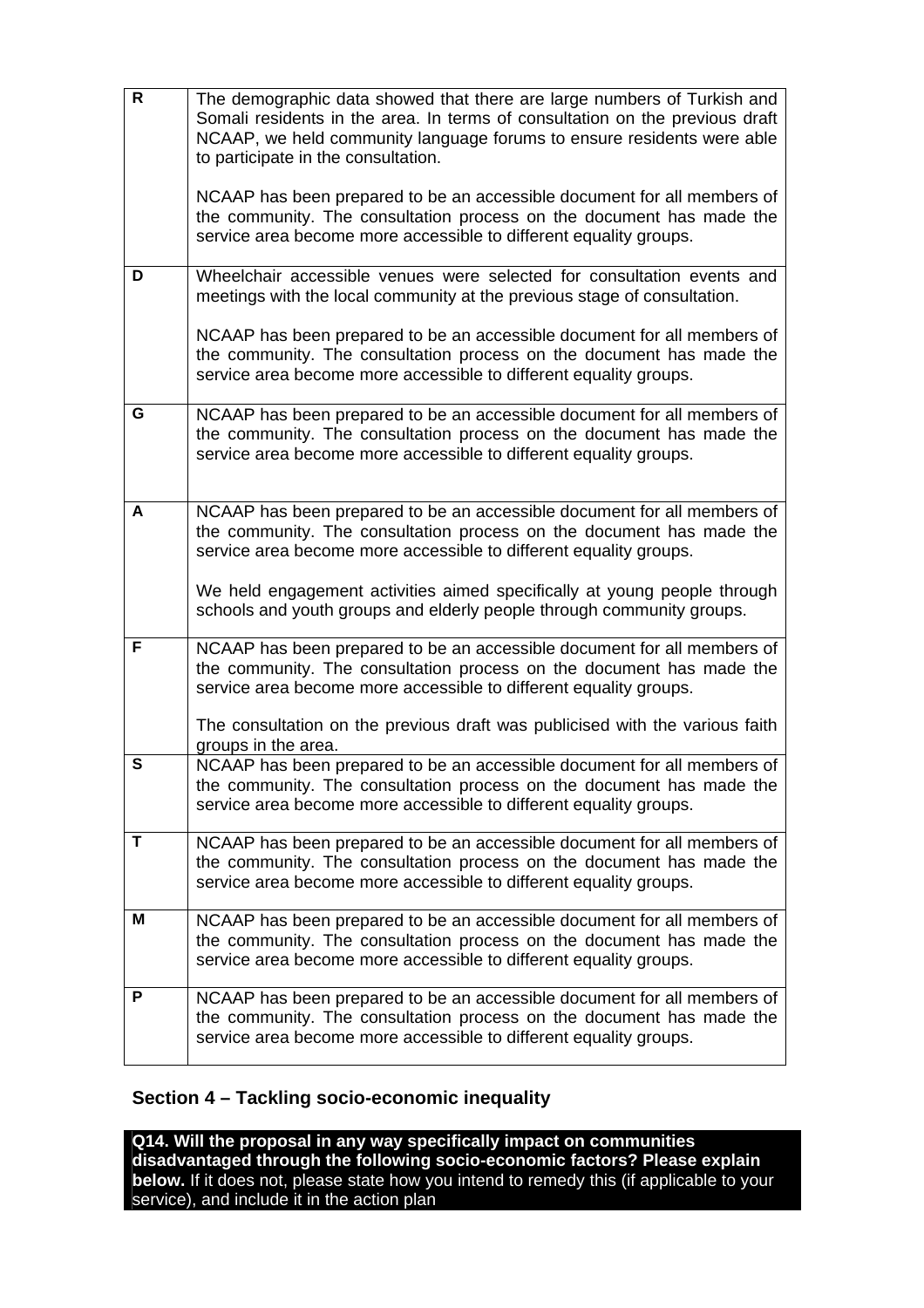| | |
|---|---|
| **R** | The demographic data showed that there are large numbers of Turkish and Somali residents in the area. In terms of consultation on the previous draft NCAAP, we held community language forums to ensure residents were able to participate in the consultation.<br><br>NCAAP has been prepared to be an accessible document for all members of the community. The consultation process on the document has made the service area become more accessible to different equality groups. |
| **D** | Wheelchair accessible venues were selected for consultation events and meetings with the local community at the previous stage of consultation.<br><br>NCAAP has been prepared to be an accessible document for all members of the community. The consultation process on the document has made the service area become more accessible to different equality groups. |
| **G** | NCAAP has been prepared to be an accessible document for all members of the community. The consultation process on the document has made the service area become more accessible to different equality groups. |
| **A** | NCAAP has been prepared to be an accessible document for all members of the community. The consultation process on the document has made the service area become more accessible to different equality groups.<br><br>We held engagement activities aimed specifically at young people through schools and youth groups and elderly people through community groups. |
| **F** | NCAAP has been prepared to be an accessible document for all members of the community. The consultation process on the document has made the service area become more accessible to different equality groups.<br><br>The consultation on the previous draft was publicised with the various faith groups in the area. |
| **S** | NCAAP has been prepared to be an accessible document for all members of the community. The consultation process on the document has made the service area become more accessible to different equality groups. |
| **T** | NCAAP has been prepared to be an accessible document for all members of the community. The consultation process on the document has made the service area become more accessible to different equality groups. |
| **M** | NCAAP has been prepared to be an accessible document for all members of the community. The consultation process on the document has made the service area become more accessible to different equality groups. |
| **P** | NCAAP has been prepared to be an accessible document for all members of the community. The consultation process on the document has made the service area become more accessible to different equality groups. |

## Section 4 – Tackling socio-economic inequality

**Q14. Will the proposal in any way specifically impact on communities disadvantaged through the following socio-economic factors? Please explain below.** If it does not, please state how you intend to remedy this (if applicable to your service), and include it in the action plan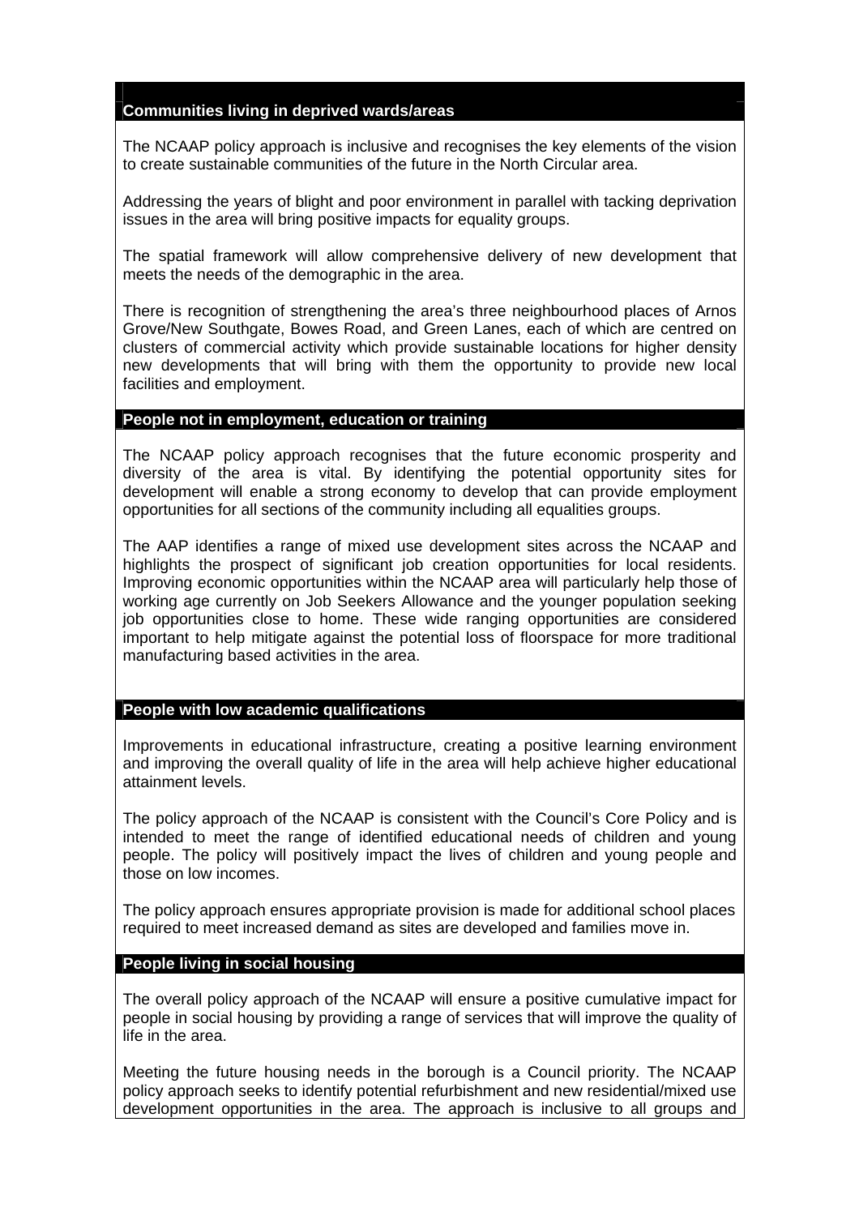**Communities living in deprived wards/areas**

The NCAAP policy approach is inclusive and recognises the key elements of the vision to create sustainable communities of the future in the North Circular area.

Addressing the years of blight and poor environment in parallel with tacking deprivation issues in the area will bring positive impacts for equality groups.

The spatial framework will allow comprehensive delivery of new development that meets the needs of the demographic in the area.

There is recognition of strengthening the area's three neighbourhood places of Arnos Grove/New Southgate, Bowes Road, and Green Lanes, each of which are centred on clusters of commercial activity which provide sustainable locations for higher density new developments that will bring with them the opportunity to provide new local facilities and employment.

**People not in employment, education or training**

The NCAAP policy approach recognises that the future economic prosperity and diversity of the area is vital. By identifying the potential opportunity sites for development will enable a strong economy to develop that can provide employment opportunities for all sections of the community including all equalities groups.

The AAP identifies a range of mixed use development sites across the NCAAP and highlights the prospect of significant job creation opportunities for local residents. Improving economic opportunities within the NCAAP area will particularly help those of working age currently on Job Seekers Allowance and the younger population seeking job opportunities close to home. These wide ranging opportunities are considered important to help mitigate against the potential loss of floorspace for more traditional manufacturing based activities in the area.

**People with low academic qualifications**

Improvements in educational infrastructure, creating a positive learning environment and improving the overall quality of life in the area will help achieve higher educational attainment levels.

The policy approach of the NCAAP is consistent with the Council's Core Policy and is intended to meet the range of identified educational needs of children and young people. The policy will positively impact the lives of children and young people and those on low incomes.

The policy approach ensures appropriate provision is made for additional school places required to meet increased demand as sites are developed and families move in.

**People living in social housing**

The overall policy approach of the NCAAP will ensure a positive cumulative impact for people in social housing by providing a range of services that will improve the quality of life in the area.

Meeting the future housing needs in the borough is a Council priority. The NCAAP policy approach seeks to identify potential refurbishment and new residential/mixed use development opportunities in the area. The approach is inclusive to all groups and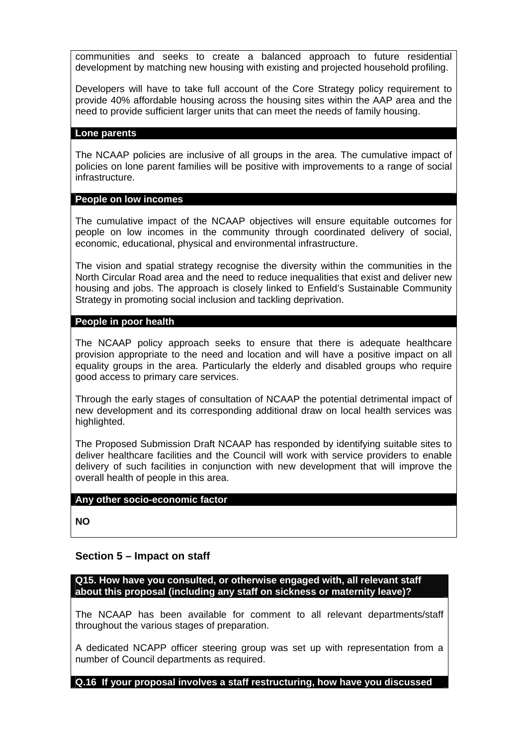communities and seeks to create a balanced approach to future residential development by matching new housing with existing and projected household profiling.

Developers will have to take full account of the Core Strategy policy requirement to provide 40% affordable housing across the housing sites within the AAP area and the need to provide sufficient larger units that can meet the needs of family housing.

**Lone parents**

The NCAAP policies are inclusive of all groups in the area. The cumulative impact of policies on lone parent families will be positive with improvements to a range of social infrastructure.

**People on low incomes**

The cumulative impact of the NCAAP objectives will ensure equitable outcomes for people on low incomes in the community through coordinated delivery of social, economic, educational, physical and environmental infrastructure.

The vision and spatial strategy recognise the diversity within the communities in the North Circular Road area and the need to reduce inequalities that exist and deliver new housing and jobs. The approach is closely linked to Enfield's Sustainable Community Strategy in promoting social inclusion and tackling deprivation.

**People in poor health**

The NCAAP policy approach seeks to ensure that there is adequate healthcare provision appropriate to the need and location and will have a positive impact on all equality groups in the area. Particularly the elderly and disabled groups who require good access to primary care services.

Through the early stages of consultation of NCAAP the potential detrimental impact of new development and its corresponding additional draw on local health services was highlighted.

The Proposed Submission Draft NCAAP has responded by identifying suitable sites to deliver healthcare facilities and the Council will work with service providers to enable delivery of such facilities in conjunction with new development that will improve the overall health of people in this area.

**Any other socio-economic factor**

**NO**

## Section 5 – Impact on staff

**Q15. How have you consulted, or otherwise engaged with, all relevant staff about this proposal (including any staff on sickness or maternity leave)?**

The NCAAP has been available for comment to all relevant departments/staff throughout the various stages of preparation.

A dedicated NCAPP officer steering group was set up with representation from a number of Council departments as required.

**Q.16 If your proposal involves a staff restructuring, how have you discussed**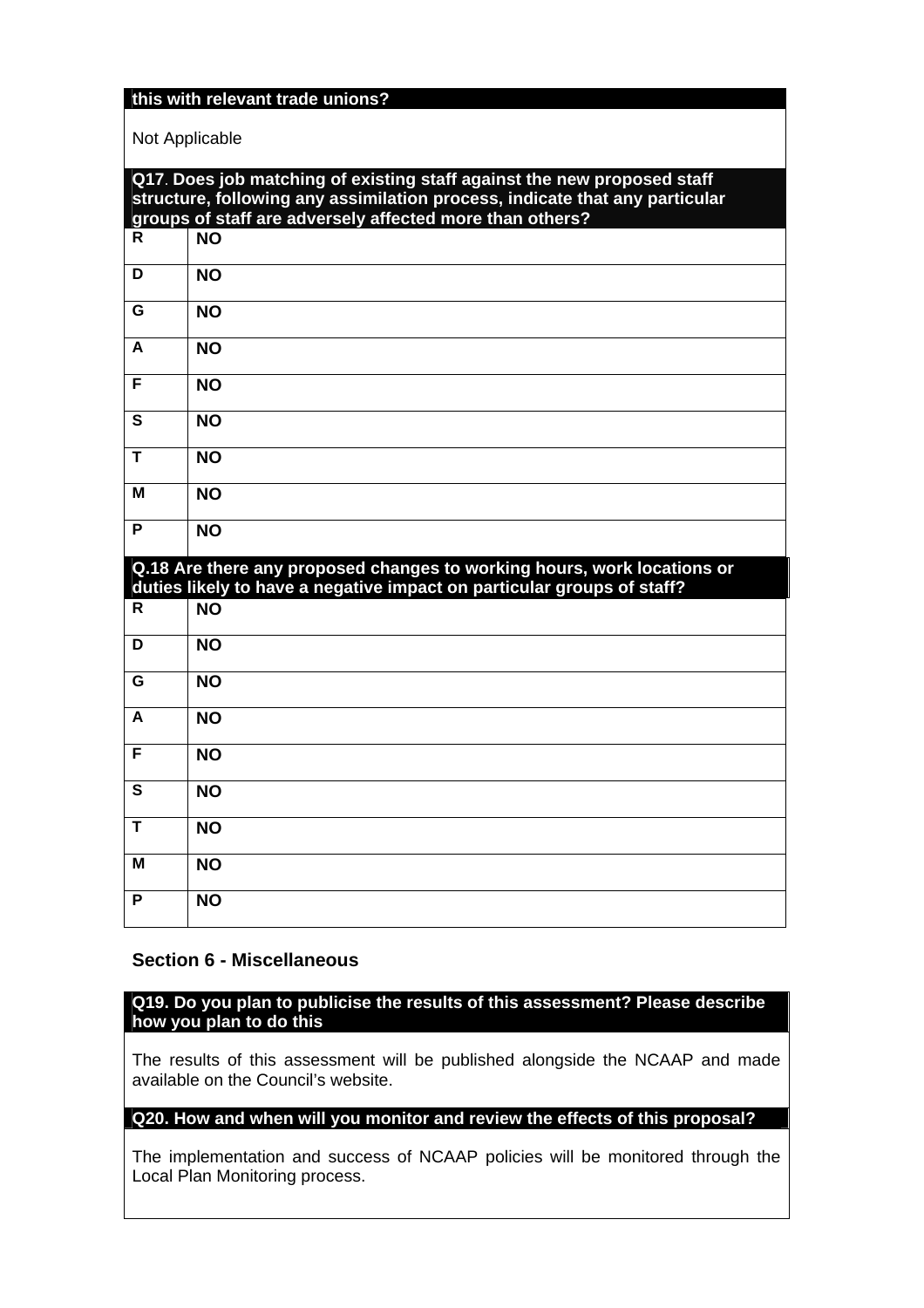**this with relevant trade unions?**

Not Applicable

**Q17. Does job matching of existing staff against the new proposed staff structure, following any assimilation process, indicate that any particular groups of staff are adversely affected more than others?**

| | |
|---|---|
| **R** | **NO** |
| **D** | **NO** |
| **G** | **NO** |
| **A** | **NO** |
| **F** | **NO** |
| **S** | **NO** |
| **T** | **NO** |
| **M** | **NO** |
| **P** | **NO** |

**Q.18 Are there any proposed changes to working hours, work locations or duties likely to have a negative impact on particular groups of staff?**

| | |
|---|---|
| **R** | **NO** |
| **D** | **NO** |
| **G** | **NO** |
| **A** | **NO** |
| **F** | **NO** |
| **S** | **NO** |
| **T** | **NO** |
| **M** | **NO** |
| **P** | **NO** |

## Section 6 - Miscellaneous

**Q19. Do you plan to publicise the results of this assessment? Please describe how you plan to do this**

The results of this assessment will be published alongside the NCAAP and made available on the Council's website.

**Q20. How and when will you monitor and review the effects of this proposal?**

The implementation and success of NCAAP policies will be monitored through the Local Plan Monitoring process.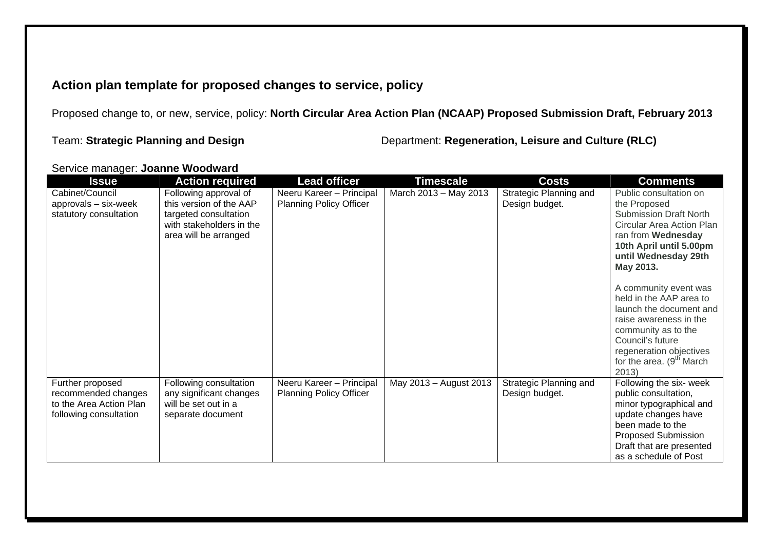## Action plan template for proposed changes to service, policy

Proposed change to, or new, service, policy: **North Circular Area Action Plan (NCAAP) Proposed Submission Draft, February 2013**

Team: **Strategic Planning and Design**

Department: **Regeneration, Leisure and Culture (RLC)**

Service manager: **Joanne Woodward**

| Issue | Action required | Lead officer | Timescale | Costs | Comments |
|---|---|---|---|---|---|
| Cabinet/Council approvals – six-week statutory consultation | Following approval of this version of the AAP targeted consultation with stakeholders in the area will be arranged | Neeru Kareer – Principal Planning Policy Officer | March 2013 – May 2013 | Strategic Planning and Design budget. | Public consultation on the Proposed Submission Draft North Circular Area Action Plan ran from **Wednesday 10th April until 5.00pm until Wednesday 29th May 2013.**<br><br>A community event was held in the AAP area to launch the document and raise awareness in the community as to the Council's future regeneration objectives for the area. (9th March 2013) |
| Further proposed recommended changes to the Area Action Plan following consultation | Following consultation any significant changes will be set out in a separate document | Neeru Kareer – Principal Planning Policy Officer | May 2013 – August 2013 | Strategic Planning and Design budget. | Following the six- week public consultation, minor typographical and update changes have been made to the Proposed Submission Draft that are presented as a schedule of Post |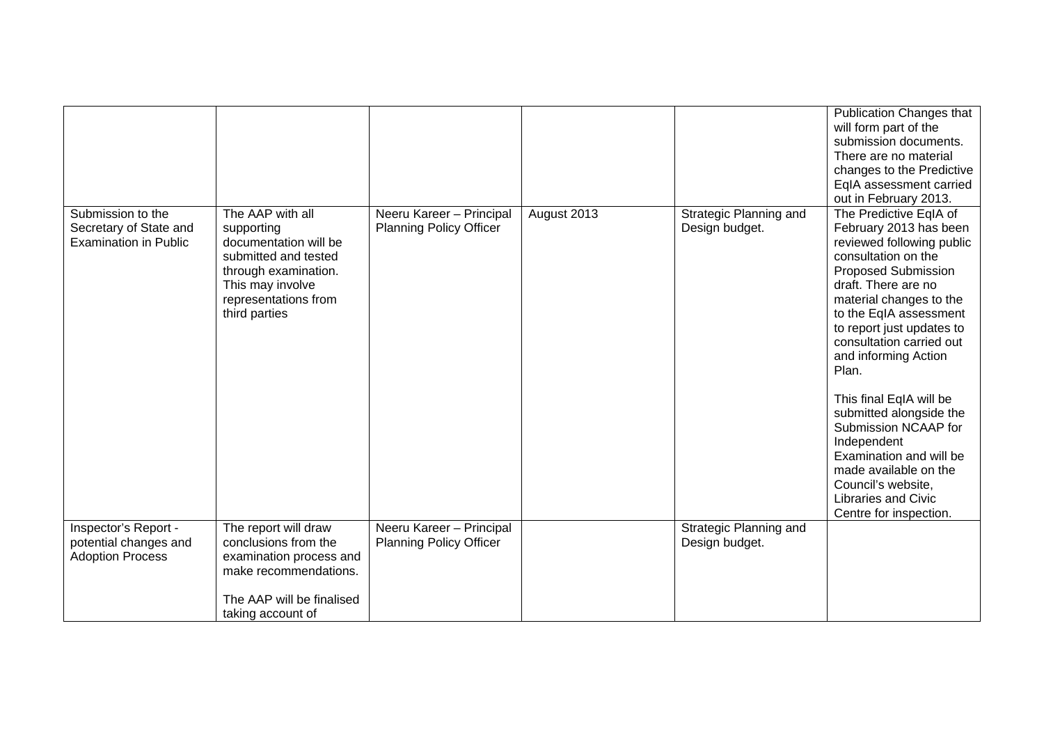| | | | | | |
|---|---|---|---|---|---|
| | | | | | Publication Changes that will form part of the submission documents. There are no material changes to the Predictive EqIA assessment carried out in February 2013. |
| Submission to the Secretary of State and Examination in Public | The AAP with all supporting documentation will be submitted and tested through examination. This may involve representations from third parties | Neeru Kareer – Principal Planning Policy Officer | August 2013 | Strategic Planning and Design budget. | The Predictive EqIA of February 2013 has been reviewed following public consultation on the Proposed Submission draft. There are no material changes to the to the EqIA assessment to report just updates to consultation carried out and informing Action Plan.<br><br>This final EqIA will be submitted alongside the Submission NCAAP for Independent Examination and will be made available on the Council's website, Libraries and Civic Centre for inspection. |
| Inspector's Report - potential changes and Adoption Process | The report will draw conclusions from the examination process and make recommendations.<br><br>The AAP will be finalised taking account of | Neeru Kareer – Principal Planning Policy Officer | | Strategic Planning and Design budget. | |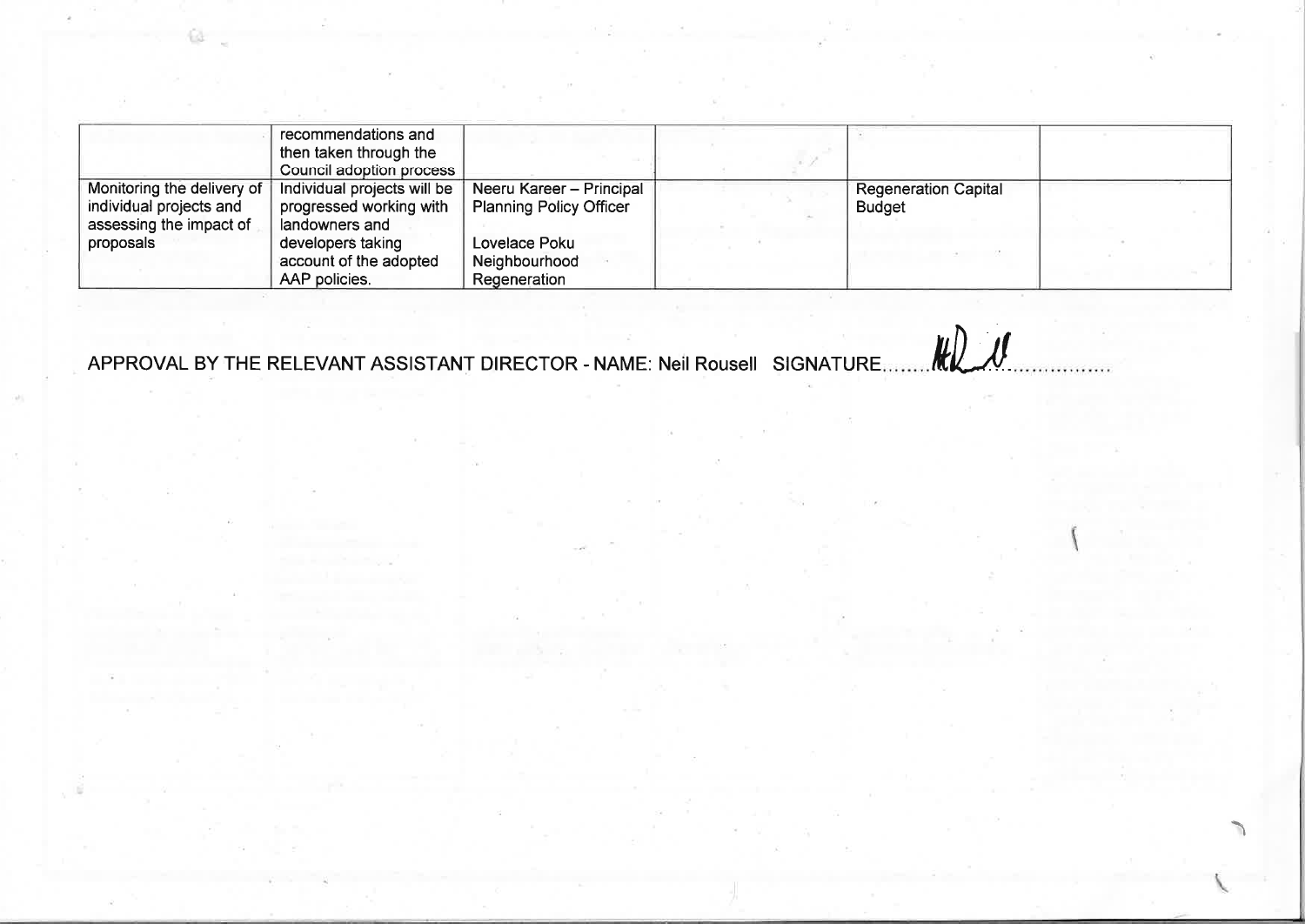| | | | | | |
|---|---|---|---|---|---|
| | recommendations and then taken through the Council adoption process | | | | |
| Monitoring the delivery of individual projects and assessing the impact of proposals | Individual projects will be progressed working with landowners and developers taking account of the adopted AAP policies. | Neeru Kareer – Principal Planning Policy Officer<br><br>Lovelace Poku Neighbourhood Regeneration | | Regeneration Capital Budget | |

APPROVAL BY THE RELEVANT ASSISTANT DIRECTOR - NAME: Neil Rousell SIGNATURE........[signature]..................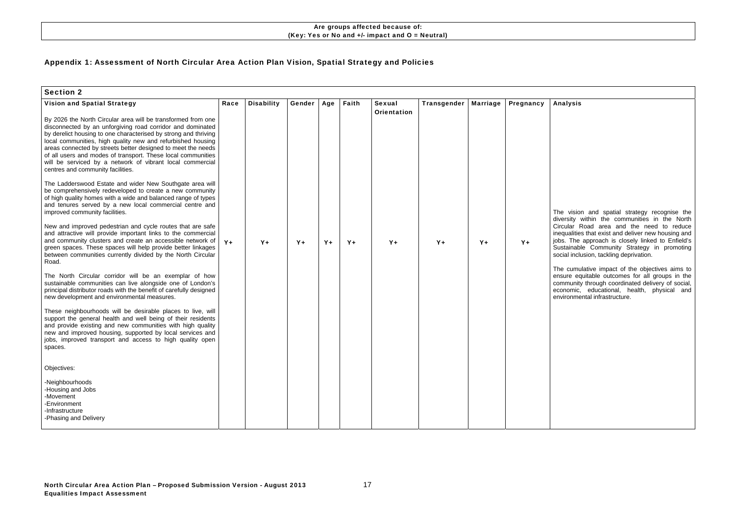**Are groups affected because of:**
**(Key: Yes or No and +/- impact and O = Neutral)**

## Appendix 1: Assessment of North Circular Area Action Plan Vision, Spatial Strategy and Policies

| **Section 2** | | | | | | | | | | |
|---|---|---|---|---|---|---|---|---|---|---|
| **Vision and Spatial Strategy** | **Race** | **Disability** | **Gender** | **Age** | **Faith** | **Sexual Orientation** | **Transgender** | **Marriage** | **Pregnancy** | **Analysis** |
| By 2026 the North Circular area will be transformed from one disconnected by an unforgiving road corridor and dominated by derelict housing to one characterised by strong and thriving local communities, high quality new and refurbished housing areas connected by streets better designed to meet the needs of all users and modes of transport. These local communities will be serviced by a network of vibrant local commercial centres and community facilities.<br><br>The Ladderswood Estate and wider New Southgate area will be comprehensively redeveloped to create a new community of high quality homes with a wide and balanced range of types and tenures served by a new local commercial centre and improved community facilities.<br><br>New and improved pedestrian and cycle routes that are safe and attractive will provide important links to the commercial and community clusters and create an accessible network of green spaces. These spaces will help provide better linkages between communities currently divided by the North Circular Road.<br><br>The North Circular corridor will be an exemplar of how sustainable communities can live alongside one of London's principal distributor roads with the benefit of carefully designed new development and environmental measures.<br><br>These neighbourhoods will be desirable places to live, will support the general health and well being of their residents and provide existing and new communities with high quality new and improved housing, supported by local services and jobs, improved transport and access to high quality open spaces.<br><br>Objectives:<br><br>-Neighbourhoods<br>-Housing and Jobs<br>-Movement<br>-Environment<br>-Infrastructure<br>-Phasing and Delivery | Y+ | Y+ | Y+ | Y+ | Y+ | Y+ | Y+ | Y+ | Y+ | The vision and spatial strategy recognise the diversity within the communities in the North Circular Road area and the need to reduce inequalities that exist and deliver new housing and jobs. The approach is closely linked to Enfield's Sustainable Community Strategy in promoting social inclusion, tackling deprivation.<br><br>The cumulative impact of the objectives aims to ensure equitable outcomes for all groups in the community through coordinated delivery of social, economic, educational, health, physical and environmental infrastructure. |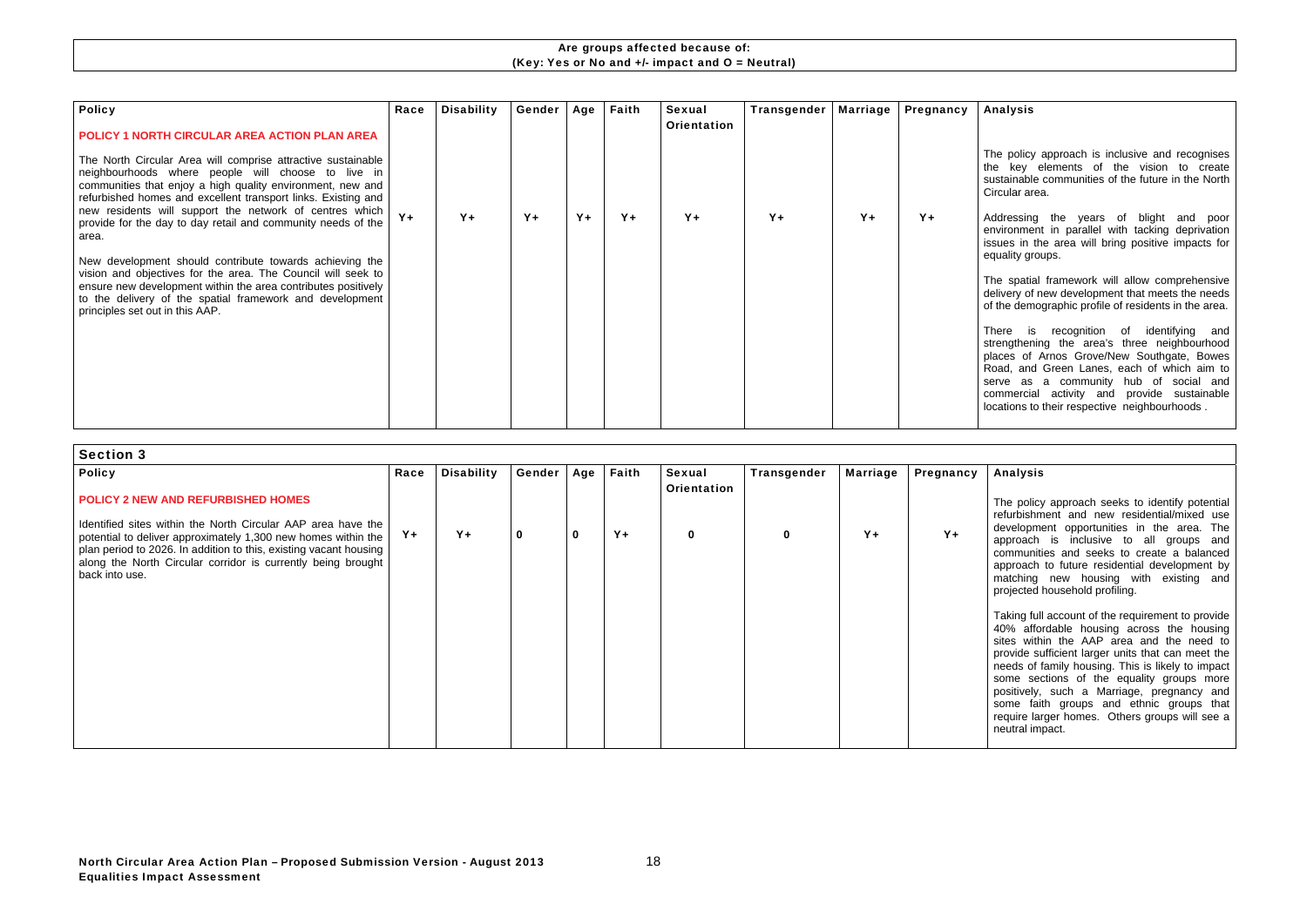**Are groups affected because of:**
**(Key: Yes or No and +/- impact and O = Neutral)**

| Policy | Race | Disability | Gender | Age | Faith | Sexual Orientation | Transgender | Marriage | Pregnancy | Analysis |
|---|---|---|---|---|---|---|---|---|---|---|
| **POLICY 1 NORTH CIRCULAR AREA ACTION PLAN AREA**<br><br>The North Circular Area will comprise attractive sustainable neighbourhoods where people will choose to live in communities that enjoy a high quality environment, new and refurbished homes and excellent transport links. Existing and new residents will support the network of centres which provide for the day to day retail and community needs of the area.<br><br>New development should contribute towards achieving the vision and objectives for the area. The Council will seek to ensure new development within the area contributes positively to the delivery of the spatial framework and development principles set out in this AAP. | Y+ | Y+ | Y+ | Y+ | Y+ | Y+ | Y+ | Y+ | Y+ | The policy approach is inclusive and recognises the key elements of the vision to create sustainable communities of the future in the North Circular area.<br><br>Addressing the years of blight and poor environment in parallel with tacking deprivation issues in the area will bring positive impacts for equality groups.<br><br>The spatial framework will allow comprehensive delivery of new development that meets the needs of the demographic profile of residents in the area.<br><br>There is recognition of identifying and strengthening the area's three neighbourhood places of Arnos Grove/New Southgate, Bowes Road, and Green Lanes, each of which aim to serve as a community hub of social and commercial activity and provide sustainable locations to their respective neighbourhoods . |

## Section 3

| Policy | Race | Disability | Gender | Age | Faith | Sexual Orientation | Transgender | Marriage | Pregnancy | Analysis |
|---|---|---|---|---|---|---|---|---|---|---|
| **POLICY 2 NEW AND REFURBISHED HOMES**<br><br>Identified sites within the North Circular AAP area have the potential to deliver approximately 1,300 new homes within the plan period to 2026. In addition to this, existing vacant housing along the North Circular corridor is currently being brought back into use. | Y+ | Y+ | 0 | 0 | Y+ | 0 | 0 | Y+ | Y+ | The policy approach seeks to identify potential refurbishment and new residential/mixed use development opportunities in the area. The approach is inclusive to all groups and communities and seeks to create a balanced approach to future residential development by matching new housing with existing and projected household profiling.<br><br>Taking full account of the requirement to provide 40% affordable housing across the housing sites within the AAP area and the need to provide sufficient larger units that can meet the needs of family housing. This is likely to impact some sections of the equality groups more positively, such a Marriage, pregnancy and some faith groups and ethnic groups that require larger homes. Others groups will see a neutral impact. |

**North Circular Area Action Plan – Proposed Submission Version - August 2013**
**Equalities Impact Assessment**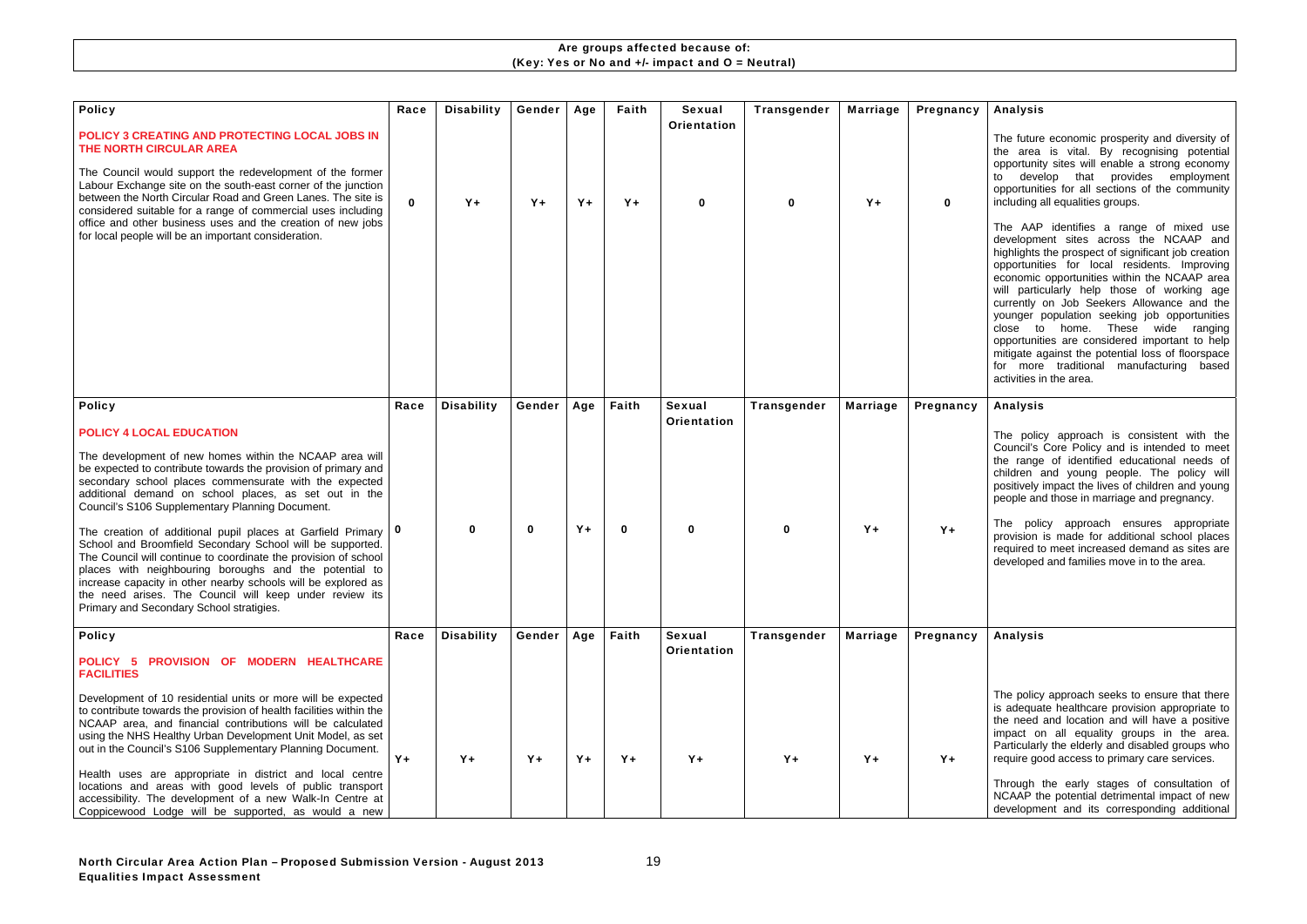**Are groups affected because of:**
**(Key: Yes or No and +/- impact and O = Neutral)**

| Policy | Race | Disability | Gender | Age | Faith | Sexual Orientation | Transgender | Marriage | Pregnancy | Analysis |
|---|---|---|---|---|---|---|---|---|---|---|
| **POLICY 3 CREATING AND PROTECTING LOCAL JOBS IN THE NORTH CIRCULAR AREA**<br><br>The Council would support the redevelopment of the former Labour Exchange site on the south-east corner of the junction between the North Circular Road and Green Lanes. The site is considered suitable for a range of commercial uses including office and other business uses and the creation of new jobs for local people will be an important consideration. | 0 | Y+ | Y+ | Y+ | Y+ | 0 | 0 | Y+ | 0 | The future economic prosperity and diversity of the area is vital. By recognising potential opportunity sites will enable a strong economy to develop that provides employment opportunities for all sections of the community including all equalities groups.<br><br>The AAP identifies a range of mixed use development sites across the NCAAP and highlights the prospect of significant job creation opportunities for local residents. Improving economic opportunities within the NCAAP area will particularly help those of working age currently on Job Seekers Allowance and the younger population seeking job opportunities close to home. These wide ranging opportunities are considered important to help mitigate against the potential loss of floorspace for more traditional manufacturing based activities in the area. |
| **Policy** | **Race** | **Disability** | **Gender** | **Age** | **Faith** | **Sexual Orientation** | **Transgender** | **Marriage** | **Pregnancy** | **Analysis** |
| **POLICY 4 LOCAL EDUCATION**<br><br>The development of new homes within the NCAAP area will be expected to contribute towards the provision of primary and secondary school places commensurate with the expected additional demand on school places, as set out in the Council's S106 Supplementary Planning Document.<br><br>The creation of additional pupil places at Garfield Primary School and Broomfield Secondary School will be supported. The Council will continue to coordinate the provision of school places with neighbouring boroughs and the potential to increase capacity in other nearby schools will be explored as the need arises. The Council will keep under review its Primary and Secondary School stratigies. | 0 | 0 | 0 | Y+ | 0 | 0 | 0 | Y+ | Y+ | The policy approach is consistent with the Council's Core Policy and is intended to meet the range of identified educational needs of children and young people. The policy will positively impact the lives of children and young people and those in marriage and pregnancy.<br><br>The policy approach ensures appropriate provision is made for additional school places required to meet increased demand as sites are developed and families move in to the area. |
| **Policy** | **Race** | **Disability** | **Gender** | **Age** | **Faith** | **Sexual Orientation** | **Transgender** | **Marriage** | **Pregnancy** | **Analysis** |
| **POLICY 5 PROVISION OF MODERN HEALTHCARE FACILITIES**<br><br>Development of 10 residential units or more will be expected to contribute towards the provision of health facilities within the NCAAP area, and financial contributions will be calculated using the NHS Healthy Urban Development Unit Model, as set out in the Council's S106 Supplementary Planning Document.<br><br>Health uses are appropriate in district and local centre locations and areas with good levels of public transport accessibility. The development of a new Walk-In Centre at Coppicewood Lodge will be supported, as would a new | Y+ | Y+ | Y+ | Y+ | Y+ | Y+ | Y+ | Y+ | Y+ | The policy approach seeks to ensure that there is adequate healthcare provision appropriate to the need and location and will have a positive impact on all equality groups in the area. Particularly the elderly and disabled groups who require good access to primary care services.<br><br>Through the early stages of consultation of NCAAP the potential detrimental impact of new development and its corresponding additional |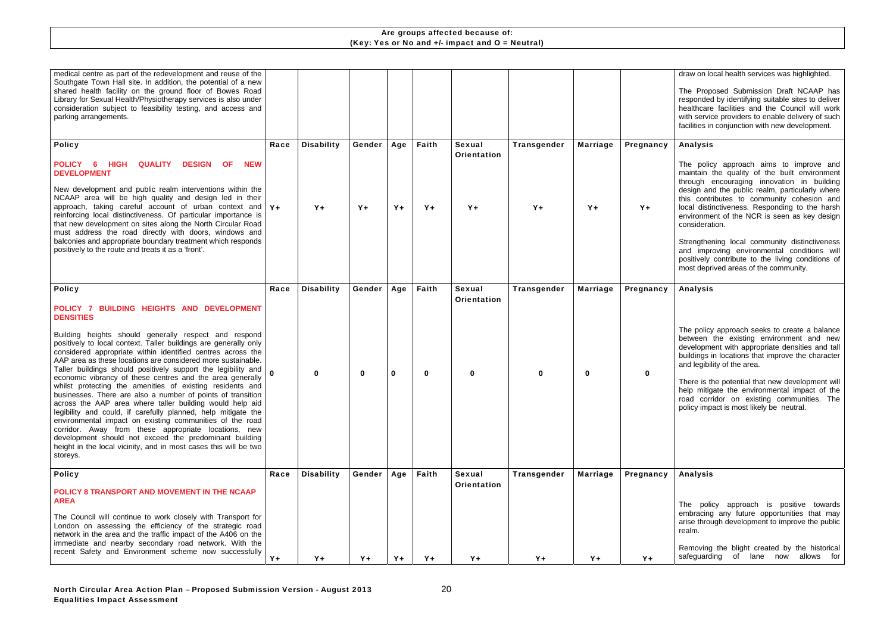**Are groups affected because of:**
**(Key: Yes or No and +/- impact and O = Neutral)**

| | | | | | | | | | |
|---|---|---|---|---|---|---|---|---|---|
| medical centre as part of the redevelopment and reuse of the Southgate Town Hall site. In addition, the potential of a new shared health facility on the ground floor of Bowes Road Library for Sexual Health/Physiotherapy services is also under consideration subject to feasibility testing, and access and parking arrangements. | | | | | | | | | draw on local health services was highlighted.<br><br>The Proposed Submission Draft NCAAP has responded by identifying suitable sites to deliver healthcare facilities and the Council will work with service providers to enable delivery of such facilities in conjunction with new development. |
| **Policy** | **Race** | **Disability** | **Gender** | **Age** | **Faith** | **Sexual Orientation** | **Transgender** | **Marriage** | **Pregnancy** | **Analysis** |
| **POLICY 6 HIGH QUALITY DESIGN OF NEW DEVELOPMENT**<br><br>New development and public realm interventions within the NCAAP area will be high quality and design led in their approach, taking careful account of urban context and reinforcing local distinctiveness. Of particular importance is that new development on sites along the North Circular Road must address the road directly with doors, windows and balconies and appropriate boundary treatment which responds positively to the route and treats it as a 'front'. | Y+ | Y+ | Y+ | Y+ | Y+ | Y+ | Y+ | Y+ | Y+ | The policy approach aims to improve and maintain the quality of the built environment through encouraging innovation in building design and the public realm, particularly where this contributes to community cohesion and local distinctiveness. Responding to the harsh environment of the NCR is seen as key design consideration.<br><br>Strengthening local community distinctiveness and improving environmental conditions will positively contribute to the living conditions of most deprived areas of the community. |
| **Policy** | **Race** | **Disability** | **Gender** | **Age** | **Faith** | **Sexual Orientation** | **Transgender** | **Marriage** | **Pregnancy** | **Analysis** |
| **POLICY 7 BUILDING HEIGHTS AND DEVELOPMENT DENSITIES**<br><br>Building heights should generally respect and respond positively to local context. Taller buildings are generally only considered appropriate within identified centres across the AAP area as these locations are considered more sustainable. Taller buildings should positively support the legibility and economic vibrancy of these centres and the area generally whilst protecting the amenities of existing residents and businesses. There are also a number of points of transition across the AAP area where taller building would help aid legibility and could, if carefully planned, help mitigate the environmental impact on existing communities of the road corridor. Away from these appropriate locations, new development should not exceed the predominant building height in the local vicinity, and in most cases this will be two storeys. | 0 | 0 | 0 | 0 | 0 | 0 | 0 | 0 | 0 | The policy approach seeks to create a balance between the existing environment and new development with appropriate densities and tall buildings in locations that improve the character and legibility of the area.<br><br>There is the potential that new development will help mitigate the environmental impact of the road corridor on existing communities. The policy impact is most likely be neutral. |
| **Policy** | **Race** | **Disability** | **Gender** | **Age** | **Faith** | **Sexual Orientation** | **Transgender** | **Marriage** | **Pregnancy** | **Analysis** |
| **POLICY 8 TRANSPORT AND MOVEMENT IN THE NCAAP AREA**<br><br>The Council will continue to work closely with Transport for London on assessing the efficiency of the strategic road network in the area and the traffic impact of the A406 on the immediate and nearby secondary road network. With the recent Safety and Environment scheme now successfully | Y+ | Y+ | Y+ | Y+ | Y+ | Y+ | Y+ | Y+ | Y+ | The policy approach is positive towards embracing any future opportunities that may arise through development to improve the public realm.<br><br>Removing the blight created by the historical safeguarding of lane now allows for |

**North Circular Area Action Plan – Proposed Submission Version - August 2013**
**Equalities Impact Assessment**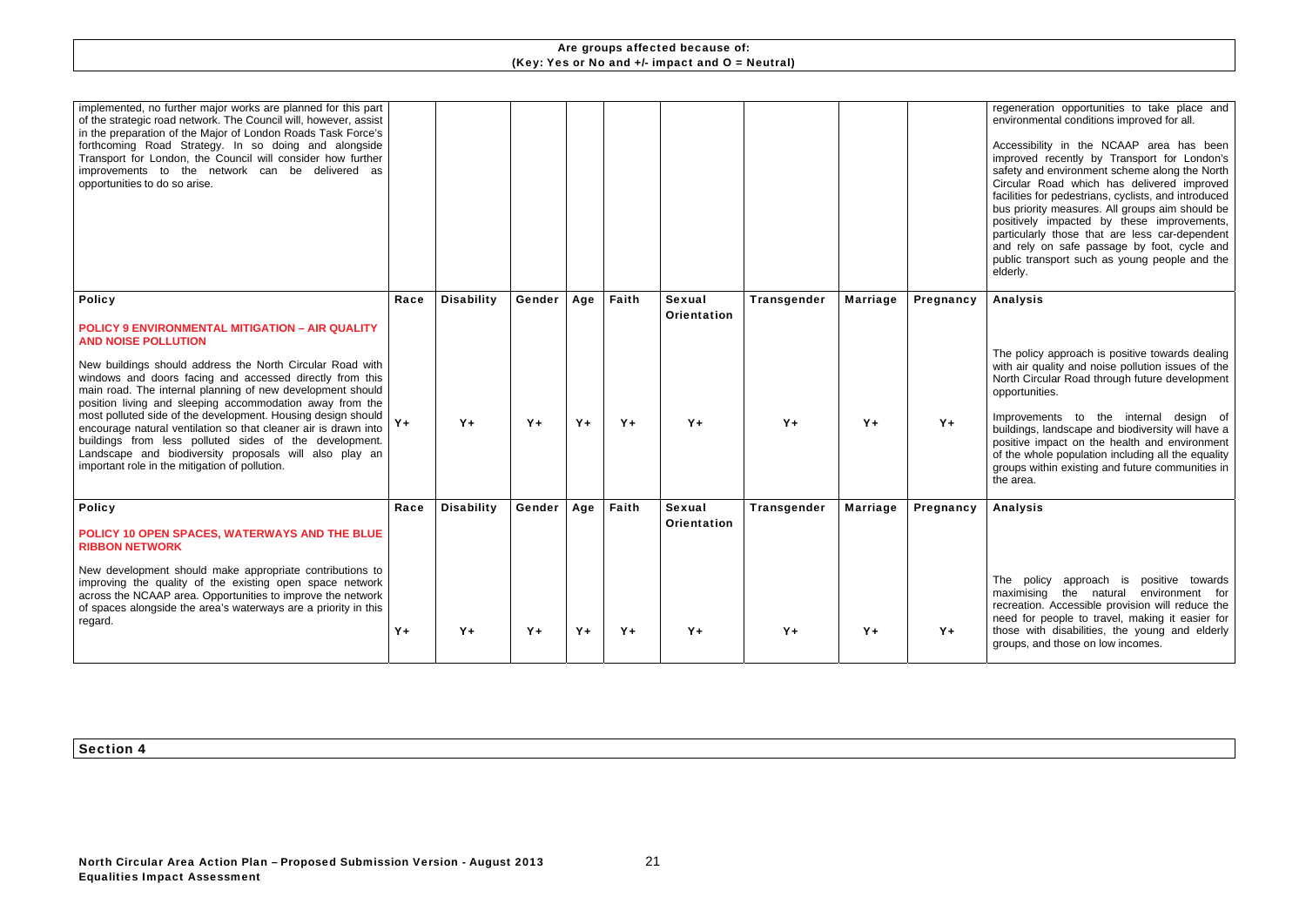**Are groups affected because of:**
**(Key: Yes or No and +/- impact and O = Neutral)**

| | | | | | | | | | |
|---|---|---|---|---|---|---|---|---|---|
| implemented, no further major works are planned for this part of the strategic road network. The Council will, however, assist in the preparation of the Major of London Roads Task Force's forthcoming Road Strategy. In so doing and alongside Transport for London, the Council will consider how further improvements to the network can be delivered as opportunities to do so arise. | | | | | | | | | | regeneration opportunities to take place and environmental conditions improved for all.<br><br>Accessibility in the NCAAP area has been improved recently by Transport for London's safety and environment scheme along the North Circular Road which has delivered improved facilities for pedestrians, cyclists, and introduced bus priority measures. All groups aim should be positively impacted by these improvements, particularly those that are less car-dependent and rely on safe passage by foot, cycle and public transport such as young people and the elderly. |
| **Policy** | **Race** | **Disability** | **Gender** | **Age** | **Faith** | **Sexual Orientation** | **Transgender** | **Marriage** | **Pregnancy** | **Analysis** |
| **POLICY 9 ENVIRONMENTAL MITIGATION – AIR QUALITY AND NOISE POLLUTION**<br><br>New buildings should address the North Circular Road with windows and doors facing and accessed directly from this main road. The internal planning of new development should position living and sleeping accommodation away from the most polluted side of the development. Housing design should encourage natural ventilation so that cleaner air is drawn into buildings from less polluted sides of the development. Landscape and biodiversity proposals will also play an important role in the mitigation of pollution. | Y+ | Y+ | Y+ | Y+ | Y+ | Y+ | Y+ | Y+ | Y+ | The policy approach is positive towards dealing with air quality and noise pollution issues of the North Circular Road through future development opportunities.<br><br>Improvements to the internal design of buildings, landscape and biodiversity will have a positive impact on the health and environment of the whole population including all the equality groups within existing and future communities in the area. |
| **Policy** | **Race** | **Disability** | **Gender** | **Age** | **Faith** | **Sexual Orientation** | **Transgender** | **Marriage** | **Pregnancy** | **Analysis** |
| **POLICY 10 OPEN SPACES, WATERWAYS AND THE BLUE RIBBON NETWORK**<br><br>New development should make appropriate contributions to improving the quality of the existing open space network across the NCAAP area. Opportunities to improve the network of spaces alongside the area's waterways are a priority in this regard. | Y+ | Y+ | Y+ | Y+ | Y+ | Y+ | Y+ | Y+ | Y+ | The policy approach is positive towards maximising the natural environment for recreation. Accessible provision will reduce the need for people to travel, making it easier for those with disabilities, the young and elderly groups, and those on low incomes. |

**Section 4**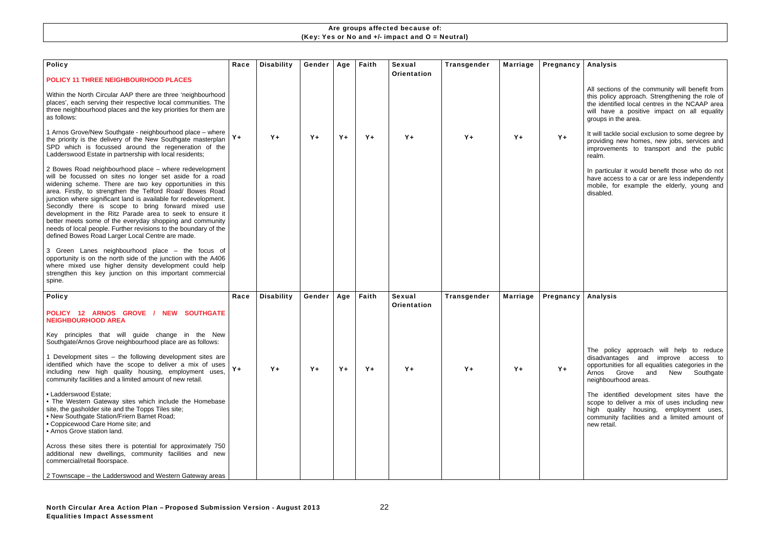**Are groups affected because of:**
**(Key: Yes or No and +/- impact and O = Neutral)**

| Policy | Race | Disability | Gender | Age | Faith | Sexual Orientation | Transgender | Marriage | Pregnancy | Analysis |
|---|---|---|---|---|---|---|---|---|---|---|
| **POLICY 11 THREE NEIGHBOURHOOD PLACES**<br><br>Within the North Circular AAP there are three 'neighbourhood places', each serving their respective local communities. The three neighbourhood places and the key priorities for them are as follows:<br><br>1 Arnos Grove/New Southgate - neighbourhood place – where the priority is the delivery of the New Southgate masterplan SPD which is focussed around the regeneration of the Ladderswood Estate in partnership with local residents;<br><br>2 Bowes Road neighbourhood place – where redevelopment will be focussed on sites no longer set aside for a road widening scheme. There are two key opportunities in this area. Firstly, to strengthen the Telford Road/ Bowes Road junction where significant land is available for redevelopment. Secondly there is scope to bring forward mixed use development in the Ritz Parade area to seek to ensure it better meets some of the everyday shopping and community needs of local people. Further revisions to the boundary of the defined Bowes Road Larger Local Centre are made.<br><br>3 Green Lanes neighbourhood place – the focus of opportunity is on the north side of the junction with the A406 where mixed use higher density development could help strengthen this key junction on this important commercial spine. | Y+ | Y+ | Y+ | Y+ | Y+ | Y+ | Y+ | Y+ | Y+ | All sections of the community will benefit from this policy approach. Strengthening the role of the identified local centres in the NCAAP area will have a positive impact on all equality groups in the area.<br><br>It will tackle social exclusion to some degree by providing new homes, new jobs, services and improvements to transport and the public realm.<br><br>In particular it would benefit those who do not have access to a car or are less independently mobile, for example the elderly, young and disabled. |
| **Policy** | **Race** | **Disability** | **Gender** | **Age** | **Faith** | **Sexual Orientation** | **Transgender** | **Marriage** | **Pregnancy** | **Analysis** |
| **POLICY 12 ARNOS GROVE / NEW SOUTHGATE NEIGHBOURHOOD AREA**<br><br>Key principles that will guide change in the New Southgate/Arnos Grove neighbourhood place are as follows:<br><br>1 Development sites – the following development sites are identified which have the scope to deliver a mix of uses including new high quality housing, employment uses, community facilities and a limited amount of new retail.<br><br>• Ladderswood Estate;<br>• The Western Gateway sites which include the Homebase site, the gasholder site and the Topps Tiles site;<br>• New Southgate Station/Friern Barnet Road;<br>• Coppicewood Care Home site; and<br>• Arnos Grove station land.<br><br>Across these sites there is potential for approximately 750 additional new dwellings, community facilities and new commercial/retail floorspace.<br><br>2 Townscape – the Ladderswood and Western Gateway areas | Y+ | Y+ | Y+ | Y+ | Y+ | Y+ | Y+ | Y+ | Y+ | The policy approach will help to reduce disadvantages and improve access to opportunities for all equalities categories in the Arnos Grove and New Southgate neighbourhood areas.<br><br>The identified development sites have the scope to deliver a mix of uses including new high quality housing, employment uses, community facilities and a limited amount of new retail. |

**North Circular Area Action Plan – Proposed Submission Version - August 2013**
**Equalities Impact Assessment**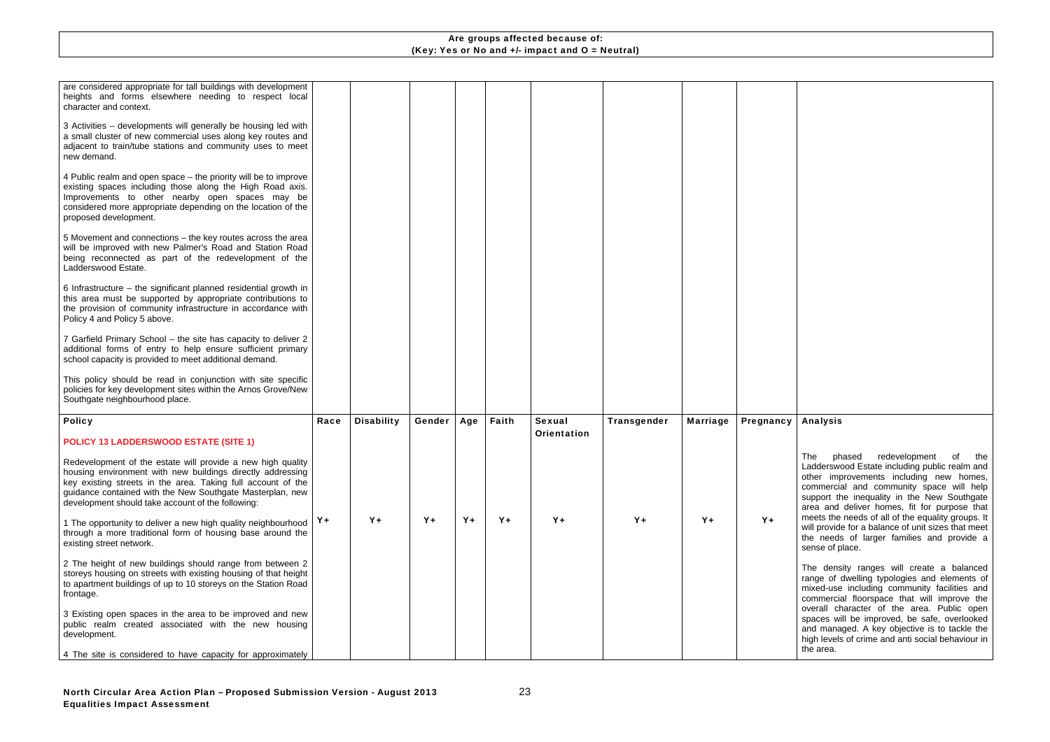**Are groups affected because of:**
**(Key: Yes or No and +/- impact and O = Neutral)**

| | | | | | | | | | | |
|---|---|---|---|---|---|---|---|---|---|---|
| are considered appropriate for tall buildings with development heights and forms elsewhere needing to respect local character and context.<br><br>3 Activities – developments will generally be housing led with a small cluster of new commercial uses along key routes and adjacent to train/tube stations and community uses to meet new demand.<br><br>4 Public realm and open space – the priority will be to improve existing spaces including those along the High Road axis. Improvements to other nearby open spaces may be considered more appropriate depending on the location of the proposed development.<br><br>5 Movement and connections – the key routes across the area will be improved with new Palmer's Road and Station Road being reconnected as part of the redevelopment of the Ladderswood Estate.<br><br>6 Infrastructure – the significant planned residential growth in this area must be supported by appropriate contributions to the provision of community infrastructure in accordance with Policy 4 and Policy 5 above.<br><br>7 Garfield Primary School – the site has capacity to deliver 2 additional forms of entry to help ensure sufficient primary school capacity is provided to meet additional demand.<br><br>This policy should be read in conjunction with site specific policies for key development sites within the Arnos Grove/New Southgate neighbourhood place. | | | | | | | | | | |
| **Policy** | **Race** | **Disability** | **Gender** | **Age** | **Faith** | **Sexual Orientation** | **Transgender** | **Marriage** | **Pregnancy** | **Analysis** |
| **POLICY 13 LADDERSWOOD ESTATE (SITE 1)**<br><br>Redevelopment of the estate will provide a new high quality housing environment with new buildings directly addressing key existing streets in the area. Taking full account of the guidance contained with the New Southgate Masterplan, new development should take account of the following:<br><br>1 The opportunity to deliver a new high quality neighbourhood through a more traditional form of housing base around the existing street network.<br><br>2 The height of new buildings should range from between 2 storeys housing on streets with existing housing of that height to apartment buildings of up to 10 storeys on the Station Road frontage.<br><br>3 Existing open spaces in the area to be improved and new public realm created associated with the new housing development.<br><br>4 The site is considered to have capacity for approximately | Y+ | Y+ | Y+ | Y+ | Y+ | Y+ | Y+ | Y+ | Y+ | The phased redevelopment of the Ladderswood Estate including public realm and other improvements including new homes, commercial and community space will help support the inequality in the New Southgate area and deliver homes, fit for purpose that meets the needs of all of the equality groups. It will provide for a balance of unit sizes that meet the needs of larger families and provide a sense of place.<br><br>The density ranges will create a balanced range of dwelling typologies and elements of mixed-use including community facilities and commercial floorspace that will improve the overall character of the area. Public open spaces will be improved, be safe, overlooked and managed. A key objective is to tackle the high levels of crime and anti social behaviour in the area. |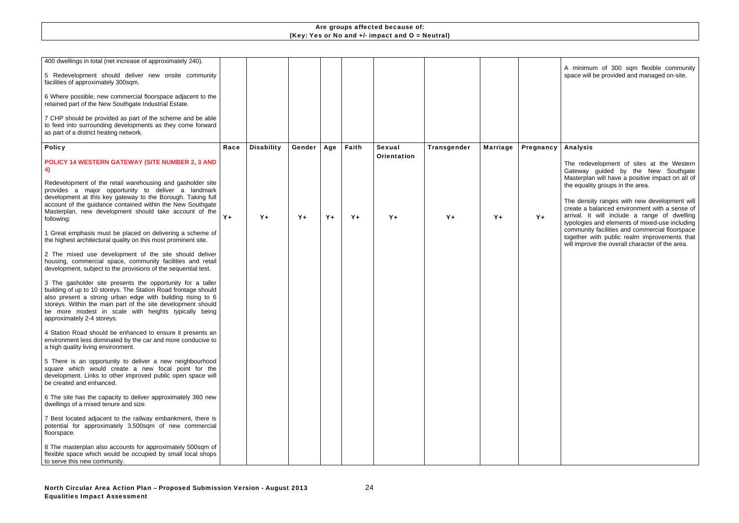**Are groups affected because of:**
**(Key: Yes or No and +/- impact and O = Neutral)**

| | | | | | | | | | | |
|---|---|---|---|---|---|---|---|---|---|---|
| 400 dwellings in total (net increase of approximately 240).<br><br>5 Redevelopment should deliver new onsite community facilities of approximately 300sqm.<br><br>6 Where possible, new commercial floorspace adjacent to the retained part of the New Southgate Industrial Estate.<br><br>7 CHP should be provided as part of the scheme and be able to feed into surrounding developments as they come forward as part of a district heating network. | | | | | | | | | | A minimum of 300 sqm flexible community space will be provided and managed on-site. |
| **Policy** | **Race** | **Disability** | **Gender** | **Age** | **Faith** | **Sexual Orientation** | **Transgender** | **Marriage** | **Pregnancy** | **Analysis** |
| **POLICY 14 WESTERN GATEWAY (SITE NUMBER 2, 3 AND 4)**<br><br>Redevelopment of the retail warehousing and gasholder site provides a major opportunity to deliver a landmark development at this key gateway to the Borough. Taking full account of the guidance contained within the New Southgate Masterplan, new development should take account of the following:<br><br>1 Great emphasis must be placed on delivering a scheme of the highest architectural quality on this most prominent site.<br><br>2 The mixed use development of the site should deliver housing, commercial space, community facilities and retail development, subject to the provisions of the sequential test.<br><br>3 The gasholder site presents the opportunity for a taller building of up to 10 storeys. The Station Road frontage should also present a strong urban edge with building rising to 6 storeys. Within the main part of the site development should be more modest in scale with heights typically being approximately 2-4 storeys.<br><br>4 Station Road should be enhanced to ensure it presents an environment less dominated by the car and more conducive to a high quality living environment.<br><br>5 There is an opportunity to deliver a new neighbourhood square which would create a new focal point for the development. Links to other improved public open space will be created and enhanced.<br><br>6 The site has the capacity to deliver approximately 360 new dwellings of a mixed tenure and size.<br><br>7 Best located adjacent to the railway embankment, there is potential for approximately 3,500sqm of new commercial floorspace.<br><br>8 The masterplan also accounts for approximately 500sqm of flexible space which would be occupied by small local shops to serve this new community. | Y+ | Y+ | Y+ | Y+ | Y+ | Y+ | Y+ | Y+ | Y+ | The redevelopment of sites at the Western Gateway guided by the New Southgate Masterplan will have a positive impact on all of the equality groups in the area.<br><br>The density ranges with new development will create a balanced environment with a sense of arrival. It will include a range of dwelling typologies and elements of mixed-use including community facilities and commercial floorspace together with public realm improvements that will improve the overall character of the area. |

North Circular Area Action Plan – Proposed Submission Version - August 2013
Equalities Impact Assessment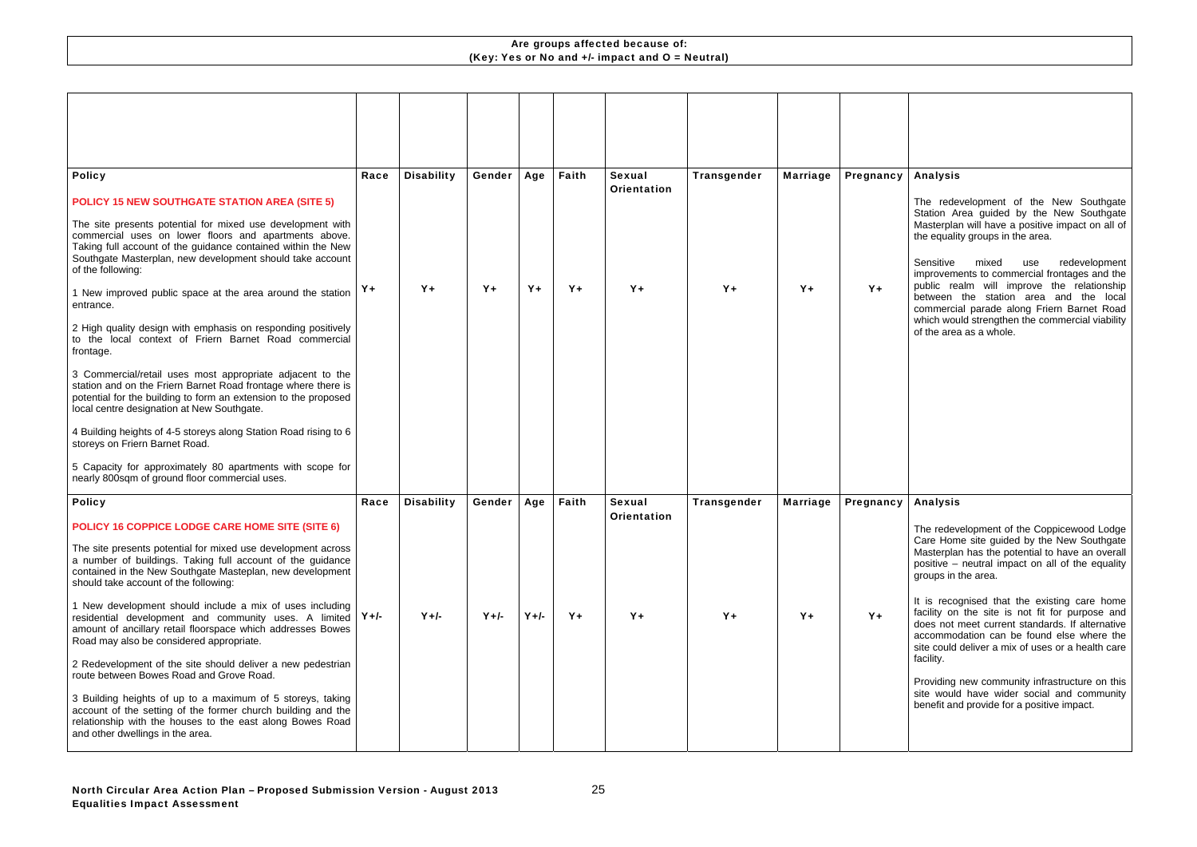**Are groups affected because of:**
**(Key: Yes or No and +/- impact and O = Neutral)**

| Policy | Race | Disability | Gender | Age | Faith | Sexual Orientation | Transgender | Marriage | Pregnancy | Analysis |
|---|---|---|---|---|---|---|---|---|---|---|
| **POLICY 15 NEW SOUTHGATE STATION AREA (SITE 5)**<br><br>The site presents potential for mixed use development with commercial uses on lower floors and apartments above. Taking full account of the guidance contained within the New Southgate Masterplan, new development should take account of the following:<br><br>1 New improved public space at the area around the station entrance.<br><br>2 High quality design with emphasis on responding positively to the local context of Friern Barnet Road commercial frontage.<br><br>3 Commercial/retail uses most appropriate adjacent to the station and on the Friern Barnet Road frontage where there is potential for the building to form an extension to the proposed local centre designation at New Southgate.<br><br>4 Building heights of 4-5 storeys along Station Road rising to 6 storeys on Friern Barnet Road.<br><br>5 Capacity for approximately 80 apartments with scope for nearly 800sqm of ground floor commercial uses. | Y+ | Y+ | Y+ | Y+ | Y+ | Y+ | Y+ | Y+ | Y+ | The redevelopment of the New Southgate Station Area guided by the New Southgate Masterplan will have a positive impact on all of the equality groups in the area.<br><br>Sensitive mixed use redevelopment improvements to commercial frontages and the public realm will improve the relationship between the station area and the local commercial parade along Friern Barnet Road which would strengthen the commercial viability of the area as a whole. |
| **Policy** | **Race** | **Disability** | **Gender** | **Age** | **Faith** | **Sexual Orientation** | **Transgender** | **Marriage** | **Pregnancy** | **Analysis** |
| **POLICY 16 COPPICE LODGE CARE HOME SITE (SITE 6)**<br><br>The site presents potential for mixed use development across a number of buildings. Taking full account of the guidance contained in the New Southgate Masteplan, new development should take account of the following:<br><br>1 New development should include a mix of uses including residential development and community uses. A limited amount of ancillary retail floorspace which addresses Bowes Road may also be considered appropriate.<br><br>2 Redevelopment of the site should deliver a new pedestrian route between Bowes Road and Grove Road.<br><br>3 Building heights of up to a maximum of 5 storeys, taking account of the setting of the former church building and the relationship with the houses to the east along Bowes Road and other dwellings in the area. | Y+/- | Y+/- | Y+/- | Y+/- | Y+ | Y+ | Y+ | Y+ | Y+ | The redevelopment of the Coppicewood Lodge Care Home site guided by the New Southgate Masterplan has the potential to have an overall positive – neutral impact on all of the equality groups in the area.<br><br>It is recognised that the existing care home facility on the site is not fit for purpose and does not meet current standards. If alternative accommodation can be found else where the site could deliver a mix of uses or a health care facility.<br><br>Providing new community infrastructure on this site would have wider social and community benefit and provide for a positive impact. |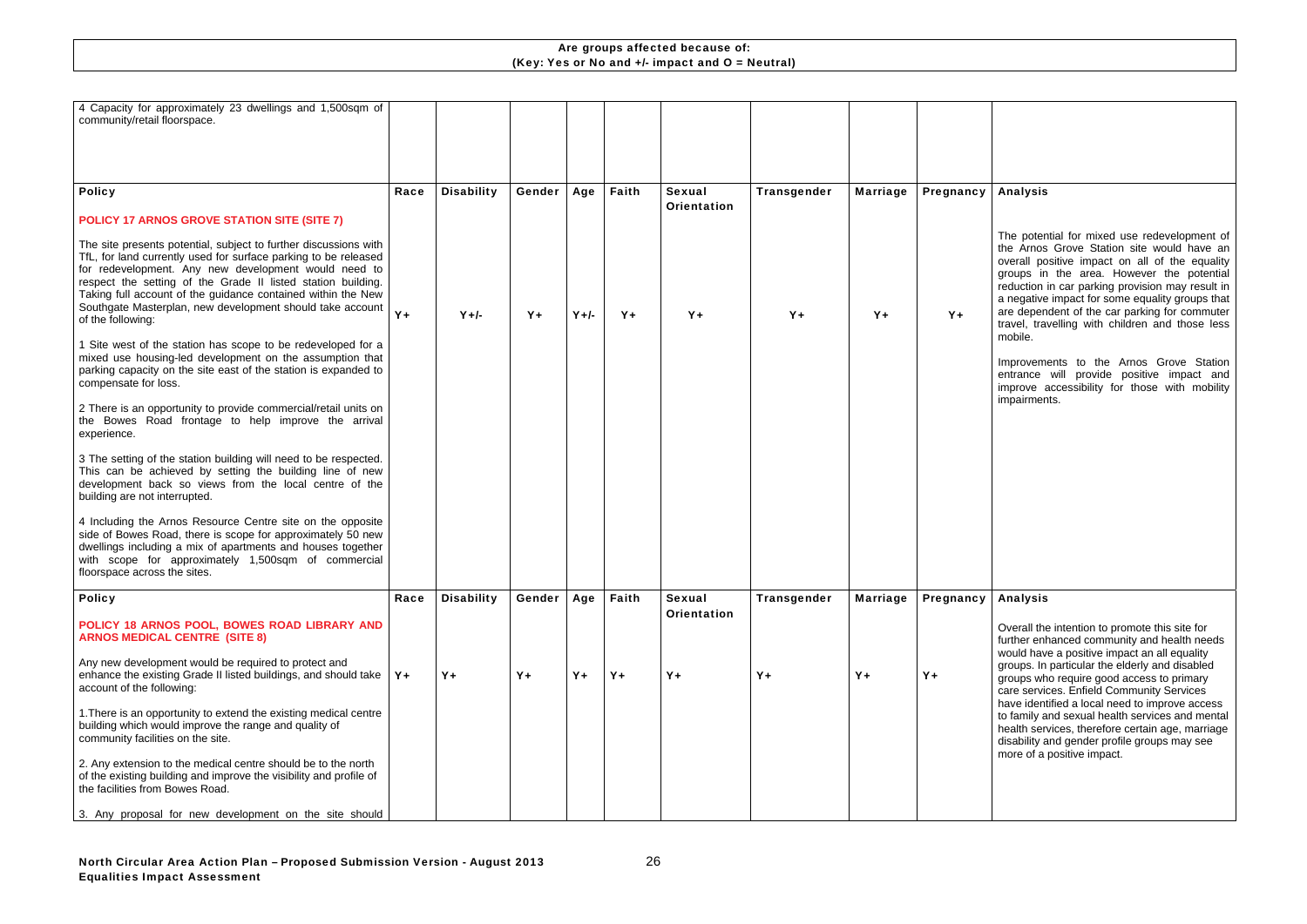**Are groups affected because of:**
**(Key: Yes or No and +/- impact and O = Neutral)**

| | | | | | | | | | | |
|---|---|---|---|---|---|---|---|---|---|---|
| 4 Capacity for approximately 23 dwellings and 1,500sqm of community/retail floorspace. | | | | | | | | | | |
| **Policy** | **Race** | **Disability** | **Gender** | **Age** | **Faith** | **Sexual Orientation** | **Transgender** | **Marriage** | **Pregnancy** | **Analysis** |
| **POLICY 17 ARNOS GROVE STATION SITE (SITE 7)**<br><br>The site presents potential, subject to further discussions with TfL, for land currently used for surface parking to be released for redevelopment. Any new development would need to respect the setting of the Grade II listed station building. Taking full account of the guidance contained within the New Southgate Masterplan, new development should take account of the following:<br><br>1 Site west of the station has scope to be redeveloped for a mixed use housing-led development on the assumption that parking capacity on the site east of the station is expanded to compensate for loss.<br><br>2 There is an opportunity to provide commercial/retail units on the Bowes Road frontage to help improve the arrival experience.<br><br>3 The setting of the station building will need to be respected. This can be achieved by setting the building line of new development back so views from the local centre of the building are not interrupted.<br><br>4 Including the Arnos Resource Centre site on the opposite side of Bowes Road, there is scope for approximately 50 new dwellings including a mix of apartments and houses together with scope for approximately 1,500sqm of commercial floorspace across the sites. | Y+ | Y+/- | Y+ | Y+/- | Y+ | Y+ | Y+ | Y+ | Y+ | The potential for mixed use redevelopment of the Arnos Grove Station site would have an overall positive impact on all of the equality groups in the area. However the potential reduction in car parking provision may result in a negative impact for some equality groups that are dependent of the car parking for commuter travel, travelling with children and those less mobile.<br><br>Improvements to the Arnos Grove Station entrance will provide positive impact and improve accessibility for those with mobility impairments. |
| **Policy** | **Race** | **Disability** | **Gender** | **Age** | **Faith** | **Sexual Orientation** | **Transgender** | **Marriage** | **Pregnancy** | **Analysis** |
| **POLICY 18 ARNOS POOL, BOWES ROAD LIBRARY AND ARNOS MEDICAL CENTRE (SITE 8)**<br><br>Any new development would be required to protect and enhance the existing Grade II listed buildings, and should take account of the following:<br><br>1.There is an opportunity to extend the existing medical centre building which would improve the range and quality of community facilities on the site.<br><br>2. Any extension to the medical centre should be to the north of the existing building and improve the visibility and profile of the facilities from Bowes Road.<br><br>3. Any proposal for new development on the site should | Y+ | Y+ | Y+ | Y+ | Y+ | Y+ | Y+ | Y+ | Y+ | Overall the intention to promote this site for further enhanced community and health needs would have a positive impact an all equality groups. In particular the elderly and disabled groups who require good access to primary care services. Enfield Community Services have identified a local need to improve access to family and sexual health services and mental health services, therefore certain age, marriage disability and gender profile groups may see more of a positive impact. |

**North Circular Area Action Plan – Proposed Submission Version - August 2013**
**Equalities Impact Assessment**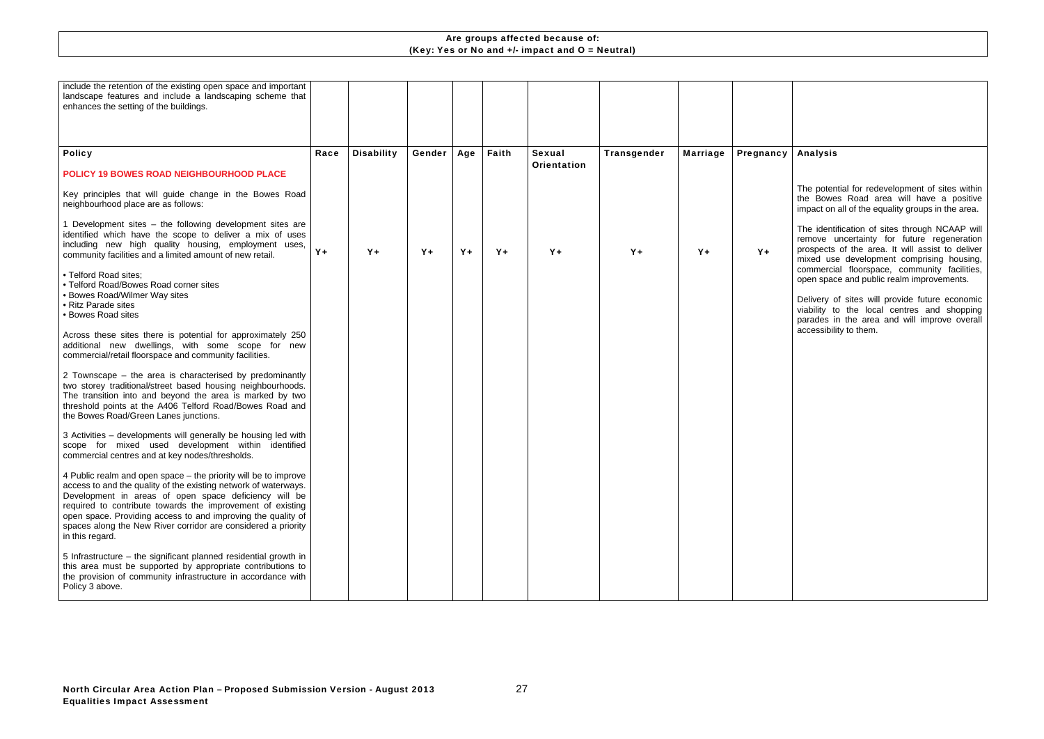**Are groups affected because of:**
**(Key: Yes or No and +/- impact and O = Neutral)**

| include the retention of the existing open space and important landscape features and include a landscaping scheme that enhances the setting of the buildings. | | | | | | | | | | |
|---|---|---|---|---|---|---|---|---|---|---|
| **Policy** | **Race** | **Disability** | **Gender** | **Age** | **Faith** | **Sexual Orientation** | **Transgender** | **Marriage** | **Pregnancy** | **Analysis** |
| **POLICY 19 BOWES ROAD NEIGHBOURHOOD PLACE**<br><br>Key principles that will guide change in the Bowes Road neighbourhood place are as follows:<br><br>1 Development sites – the following development sites are identified which have the scope to deliver a mix of uses including new high quality housing, employment uses, community facilities and a limited amount of new retail.<br><br>• Telford Road sites;<br>• Telford Road/Bowes Road corner sites<br>• Bowes Road/Wilmer Way sites<br>• Ritz Parade sites<br>• Bowes Road sites<br><br>Across these sites there is potential for approximately 250 additional new dwellings, with some scope for new commercial/retail floorspace and community facilities.<br><br>2 Townscape – the area is characterised by predominantly two storey traditional/street based housing neighbourhoods. The transition into and beyond the area is marked by two threshold points at the A406 Telford Road/Bowes Road and the Bowes Road/Green Lanes junctions.<br><br>3 Activities – developments will generally be housing led with scope for mixed used development within identified commercial centres and at key nodes/thresholds.<br><br>4 Public realm and open space – the priority will be to improve access to and the quality of the existing network of waterways. Development in areas of open space deficiency will be required to contribute towards the improvement of existing open space. Providing access to and improving the quality of spaces along the New River corridor are considered a priority in this regard.<br><br>5 Infrastructure – the significant planned residential growth in this area must be supported by appropriate contributions to the provision of community infrastructure in accordance with Policy 3 above. | Y+ | Y+ | Y+ | Y+ | Y+ | Y+ | Y+ | Y+ | Y+ | The potential for redevelopment of sites within the Bowes Road area will have a positive impact on all of the equality groups in the area.<br><br>The identification of sites through NCAAP will remove uncertainty for future regeneration prospects of the area. It will assist to deliver mixed use development comprising housing, commercial floorspace, community facilities, open space and public realm improvements.<br><br>Delivery of sites will provide future economic viability to the local centres and shopping parades in the area and will improve overall accessibility to them. |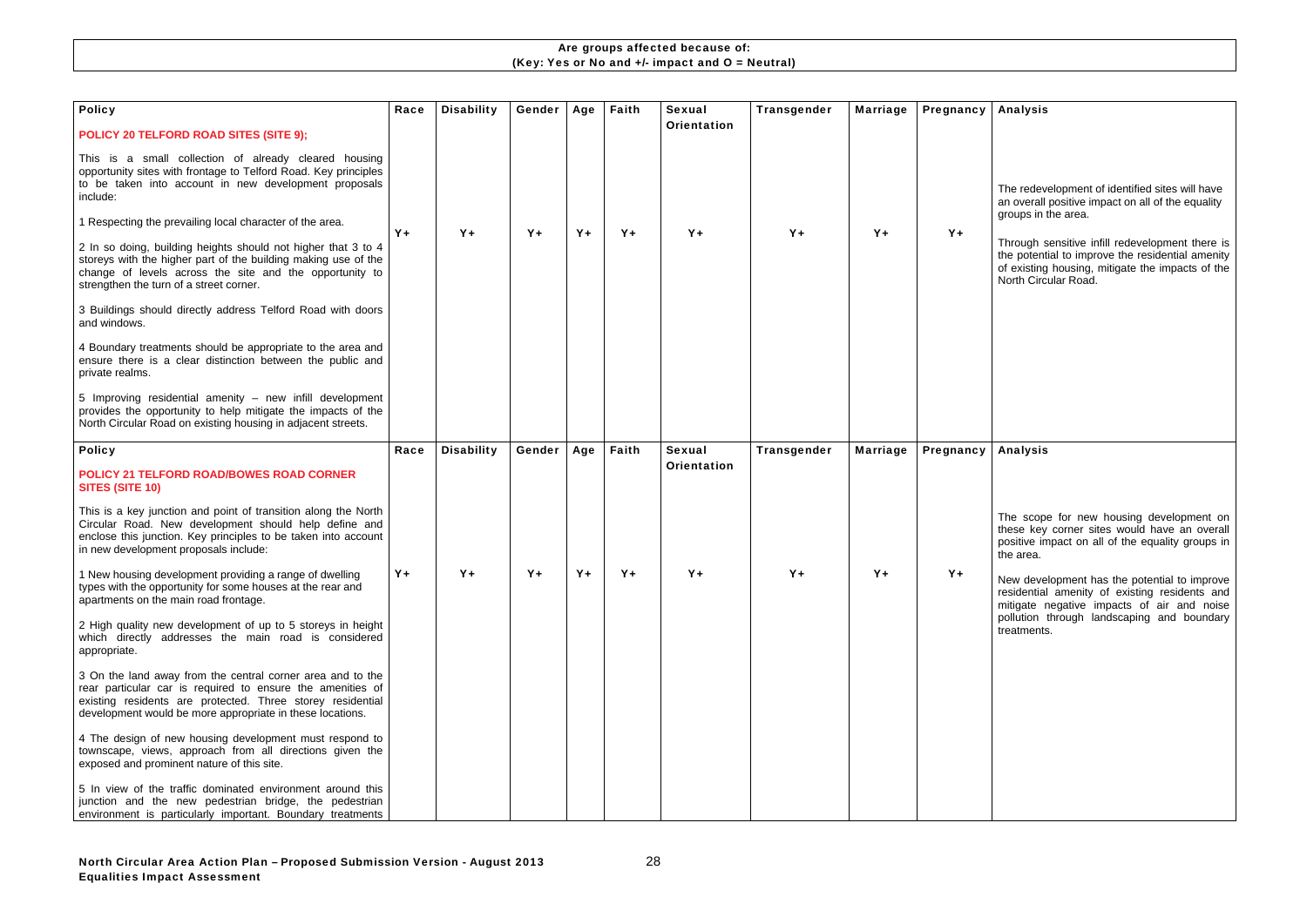**Are groups affected because of:**
**(Key: Yes or No and +/- impact and O = Neutral)**

| Policy | Race | Disability | Gender | Age | Faith | Sexual Orientation | Transgender | Marriage | Pregnancy | Analysis |
|---|---|---|---|---|---|---|---|---|---|---|
| **POLICY 20 TELFORD ROAD SITES (SITE 9);**<br><br>This is a small collection of already cleared housing opportunity sites with frontage to Telford Road. Key principles to be taken into account in new development proposals include:<br><br>1 Respecting the prevailing local character of the area.<br><br>2 In so doing, building heights should not higher that 3 to 4 storeys with the higher part of the building making use of the change of levels across the site and the opportunity to strengthen the turn of a street corner.<br><br>3 Buildings should directly address Telford Road with doors and windows.<br><br>4 Boundary treatments should be appropriate to the area and ensure there is a clear distinction between the public and private realms.<br><br>5 Improving residential amenity – new infill development provides the opportunity to help mitigate the impacts of the North Circular Road on existing housing in adjacent streets. | Y+ | Y+ | Y+ | Y+ | Y+ | Y+ | Y+ | Y+ | Y+ | The redevelopment of identified sites will have an overall positive impact on all of the equality groups in the area.<br><br>Through sensitive infill redevelopment there is the potential to improve the residential amenity of existing housing, mitigate the impacts of the North Circular Road. |
| **Policy** | **Race** | **Disability** | **Gender** | **Age** | **Faith** | **Sexual Orientation** | **Transgender** | **Marriage** | **Pregnancy** | **Analysis** |
| **POLICY 21 TELFORD ROAD/BOWES ROAD CORNER SITES (SITE 10)**<br><br>This is a key junction and point of transition along the North Circular Road. New development should help define and enclose this junction. Key principles to be taken into account in new development proposals include:<br><br>1 New housing development providing a range of dwelling types with the opportunity for some houses at the rear and apartments on the main road frontage.<br><br>2 High quality new development of up to 5 storeys in height which directly addresses the main road is considered appropriate.<br><br>3 On the land away from the central corner area and to the rear particular car is required to ensure the amenities of existing residents are protected. Three storey residential development would be more appropriate in these locations.<br><br>4 The design of new housing development must respond to townscape, views, approach from all directions given the exposed and prominent nature of this site.<br><br>5 In view of the traffic dominated environment around this junction and the new pedestrian bridge, the pedestrian environment is particularly important. Boundary treatments | Y+ | Y+ | Y+ | Y+ | Y+ | Y+ | Y+ | Y+ | Y+ | The scope for new housing development on these key corner sites would have an overall positive impact on all of the equality groups in the area.<br><br>New development has the potential to improve residential amenity of existing residents and mitigate negative impacts of air and noise pollution through landscaping and boundary treatments. |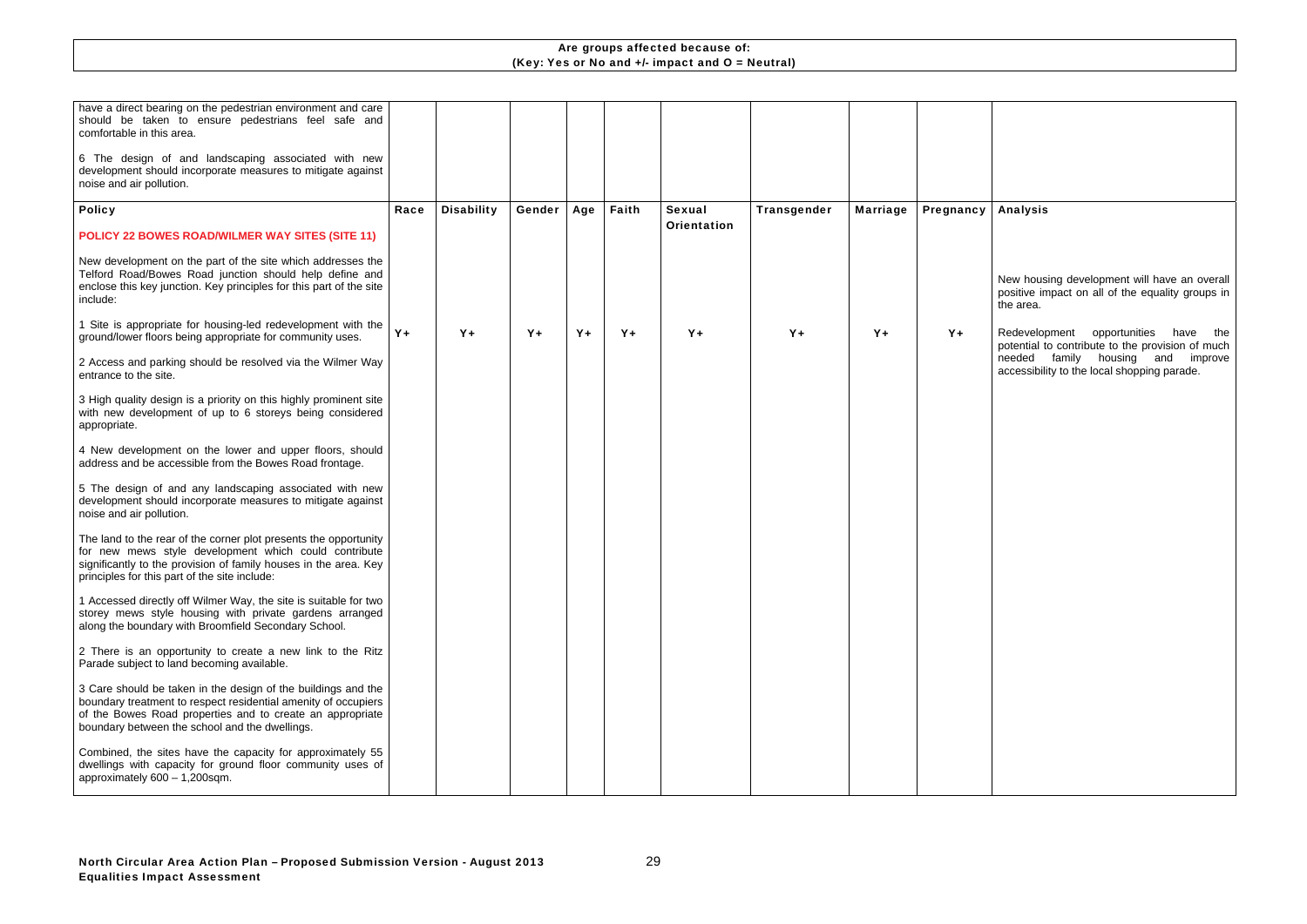**Are groups affected because of:**
**(Key: Yes or No and +/- impact and O = Neutral)**

| | | | | | | | | | | |
|---|---|---|---|---|---|---|---|---|---|---|
| have a direct bearing on the pedestrian environment and care should be taken to ensure pedestrians feel safe and comfortable in this area.<br><br>6 The design of and landscaping associated with new development should incorporate measures to mitigate against noise and air pollution. | | | | | | | | | | |
| **Policy** | **Race** | **Disability** | **Gender** | **Age** | **Faith** | **Sexual Orientation** | **Transgender** | **Marriage** | **Pregnancy** | **Analysis** |
| **POLICY 22 BOWES ROAD/WILMER WAY SITES (SITE 11)**<br><br>New development on the part of the site which addresses the Telford Road/Bowes Road junction should help define and enclose this key junction. Key principles for this part of the site include:<br><br>1 Site is appropriate for housing-led redevelopment with the ground/lower floors being appropriate for community uses.<br><br>2 Access and parking should be resolved via the Wilmer Way entrance to the site.<br><br>3 High quality design is a priority on this highly prominent site with new development of up to 6 storeys being considered appropriate.<br><br>4 New development on the lower and upper floors, should address and be accessible from the Bowes Road frontage.<br><br>5 The design of and any landscaping associated with new development should incorporate measures to mitigate against noise and air pollution.<br><br>The land to the rear of the corner plot presents the opportunity for new mews style development which could contribute significantly to the provision of family houses in the area. Key principles for this part of the site include:<br><br>1 Accessed directly off Wilmer Way, the site is suitable for two storey mews style housing with private gardens arranged along the boundary with Broomfield Secondary School.<br><br>2 There is an opportunity to create a new link to the Ritz Parade subject to land becoming available.<br><br>3 Care should be taken in the design of the buildings and the boundary treatment to respect residential amenity of occupiers of the Bowes Road properties and to create an appropriate boundary between the school and the dwellings.<br><br>Combined, the sites have the capacity for approximately 55 dwellings with capacity for ground floor community uses of approximately 600 – 1,200sqm. | Y+ | Y+ | Y+ | Y+ | Y+ | Y+ | Y+ | Y+ | Y+ | New housing development will have an overall positive impact on all of the equality groups in the area.<br><br>Redevelopment opportunities have the potential to contribute to the provision of much needed family housing and improve accessibility to the local shopping parade. |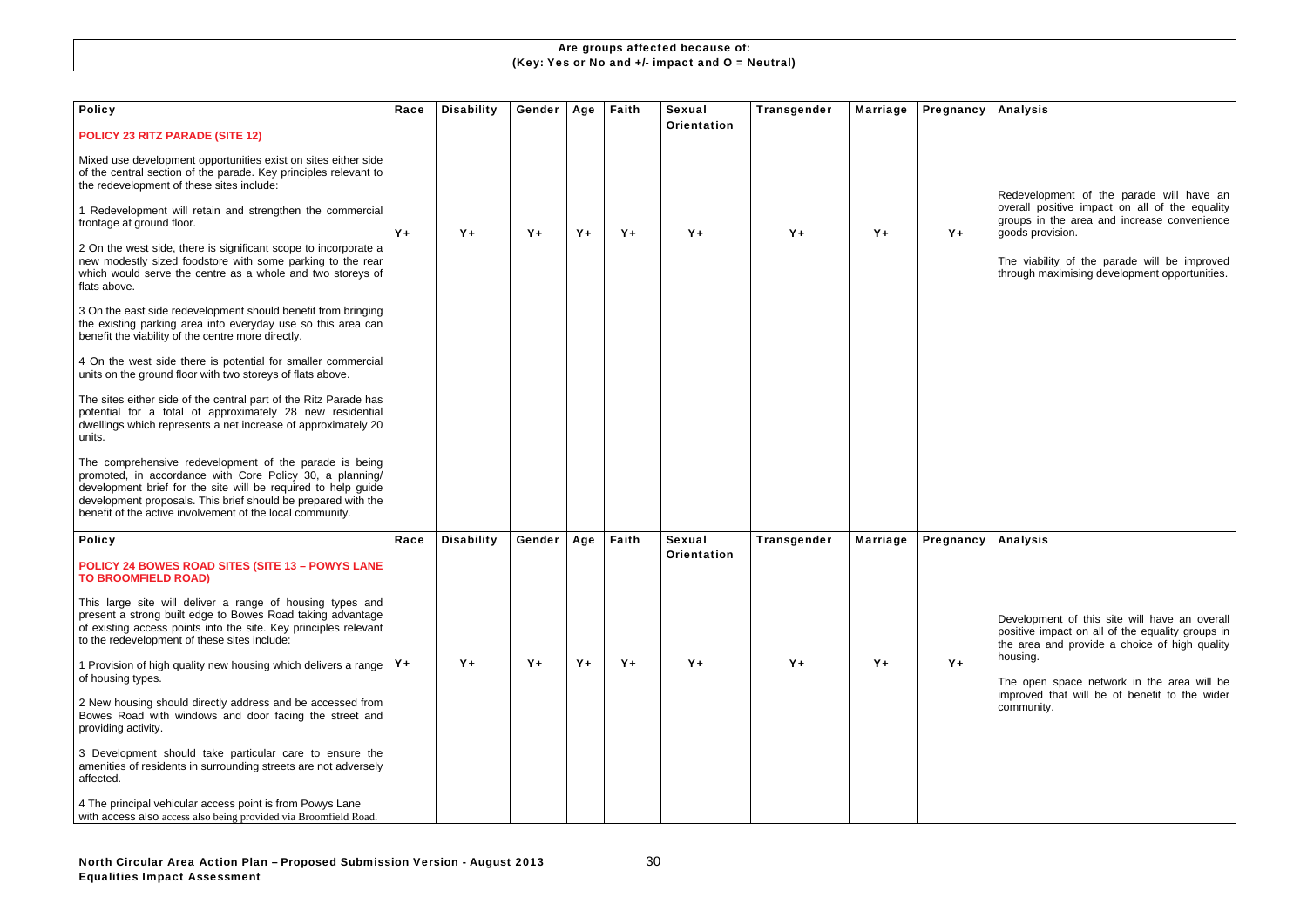**Are groups affected because of:**
**(Key: Yes or No and +/- impact and O = Neutral)**

| Policy | Race | Disability | Gender | Age | Faith | Sexual Orientation | Transgender | Marriage | Pregnancy | Analysis |
|---|---|---|---|---|---|---|---|---|---|---|
| **POLICY 23 RITZ PARADE (SITE 12)**<br><br>Mixed use development opportunities exist on sites either side of the central section of the parade. Key principles relevant to the redevelopment of these sites include:<br><br>1 Redevelopment will retain and strengthen the commercial frontage at ground floor.<br><br>2 On the west side, there is significant scope to incorporate a new modestly sized foodstore with some parking to the rear which would serve the centre as a whole and two storeys of flats above.<br><br>3 On the east side redevelopment should benefit from bringing the existing parking area into everyday use so this area can benefit the viability of the centre more directly.<br><br>4 On the west side there is potential for smaller commercial units on the ground floor with two storeys of flats above.<br><br>The sites either side of the central part of the Ritz Parade has potential for a total of approximately 28 new residential dwellings which represents a net increase of approximately 20 units.<br><br>The comprehensive redevelopment of the parade is being promoted, in accordance with Core Policy 30, a planning/ development brief for the site will be required to help guide development proposals. This brief should be prepared with the benefit of the active involvement of the local community. | Y+ | Y+ | Y+ | Y+ | Y+ | Y+ | Y+ | Y+ | Y+ | Redevelopment of the parade will have an overall positive impact on all of the equality groups in the area and increase convenience goods provision.<br><br>The viability of the parade will be improved through maximising development opportunities. |
| **Policy** | **Race** | **Disability** | **Gender** | **Age** | **Faith** | **Sexual Orientation** | **Transgender** | **Marriage** | **Pregnancy** | **Analysis** |
| **POLICY 24 BOWES ROAD SITES (SITE 13 – POWYS LANE TO BROOMFIELD ROAD)**<br><br>This large site will deliver a range of housing types and present a strong built edge to Bowes Road taking advantage of existing access points into the site. Key principles relevant to the redevelopment of these sites include:<br><br>1 Provision of high quality new housing which delivers a range of housing types.<br><br>2 New housing should directly address and be accessed from Bowes Road with windows and door facing the street and providing activity.<br><br>3 Development should take particular care to ensure the amenities of residents in surrounding streets are not adversely affected.<br><br>4 The principal vehicular access point is from Powys Lane with access also access also being provided via Broomfield Road. | Y+ | Y+ | Y+ | Y+ | Y+ | Y+ | Y+ | Y+ | Y+ | Development of this site will have an overall positive impact on all of the equality groups in the area and provide a choice of high quality housing.<br><br>The open space network in the area will be improved that will be of benefit to the wider community. |

**North Circular Area Action Plan – Proposed Submission Version - August 2013**
**Equalities Impact Assessment**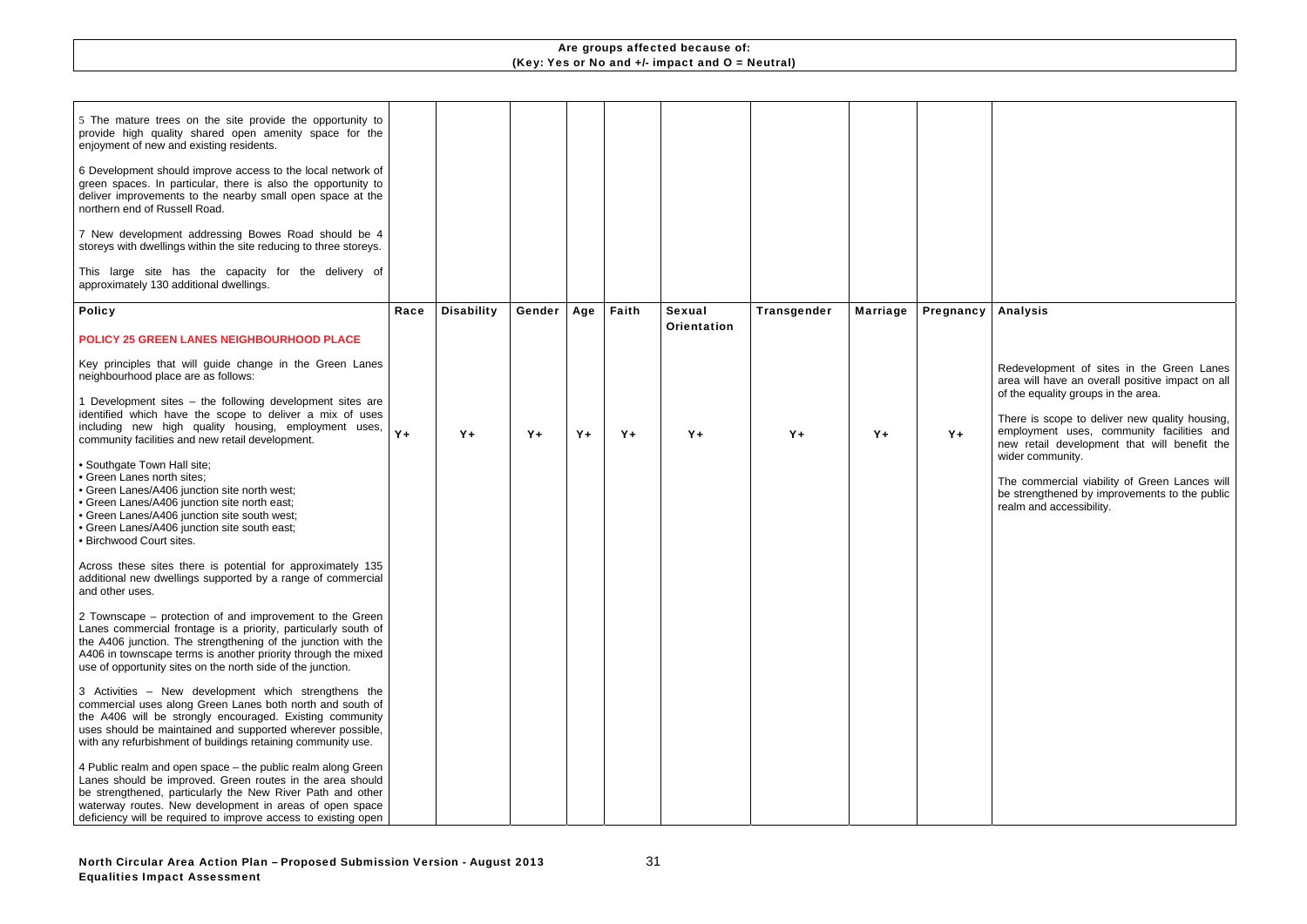**Are groups affected because of:**
**(Key: Yes or No and +/- impact and O = Neutral)**

| | | | | | | | | | | |
|---|---|---|---|---|---|---|---|---|---|---|
| 5 The mature trees on the site provide the opportunity to provide high quality shared open amenity space for the enjoyment of new and existing residents.<br><br>6 Development should improve access to the local network of green spaces. In particular, there is also the opportunity to deliver improvements to the nearby small open space at the northern end of Russell Road.<br><br>7 New development addressing Bowes Road should be 4 storeys with dwellings within the site reducing to three storeys.<br><br>This large site has the capacity for the delivery of approximately 130 additional dwellings. | | | | | | | | | | |
| **Policy** | **Race** | **Disability** | **Gender** | **Age** | **Faith** | **Sexual Orientation** | **Transgender** | **Marriage** | **Pregnancy** | **Analysis** |
| **POLICY 25 GREEN LANES NEIGHBOURHOOD PLACE**<br><br>Key principles that will guide change in the Green Lanes neighbourhood place are as follows:<br><br>1 Development sites – the following development sites are identified which have the scope to deliver a mix of uses including new high quality housing, employment uses, community facilities and new retail development.<br><br>• Southgate Town Hall site;<br>• Green Lanes north sites;<br>• Green Lanes/A406 junction site north west;<br>• Green Lanes/A406 junction site north east;<br>• Green Lanes/A406 junction site south west;<br>• Green Lanes/A406 junction site south east;<br>• Birchwood Court sites.<br><br>Across these sites there is potential for approximately 135 additional new dwellings supported by a range of commercial and other uses.<br><br>2 Townscape – protection of and improvement to the Green Lanes commercial frontage is a priority, particularly south of the A406 junction. The strengthening of the junction with the A406 in townscape terms is another priority through the mixed use of opportunity sites on the north side of the junction.<br><br>3 Activities – New development which strengthens the commercial uses along Green Lanes both north and south of the A406 will be strongly encouraged. Existing community uses should be maintained and supported wherever possible, with any refurbishment of buildings retaining community use.<br><br>4 Public realm and open space – the public realm along Green Lanes should be improved. Green routes in the area should be strengthened, particularly the New River Path and other waterway routes. New development in areas of open space deficiency will be required to improve access to existing open | Y+ | Y+ | Y+ | Y+ | Y+ | Y+ | Y+ | Y+ | Y+ | Redevelopment of sites in the Green Lanes area will have an overall positive impact on all of the equality groups in the area.<br><br>There is scope to deliver new quality housing, employment uses, community facilities and new retail development that will benefit the wider community.<br><br>The commercial viability of Green Lances will be strengthened by improvements to the public realm and accessibility. |

**North Circular Area Action Plan – Proposed Submission Version - August 2013**
**Equalities Impact Assessment**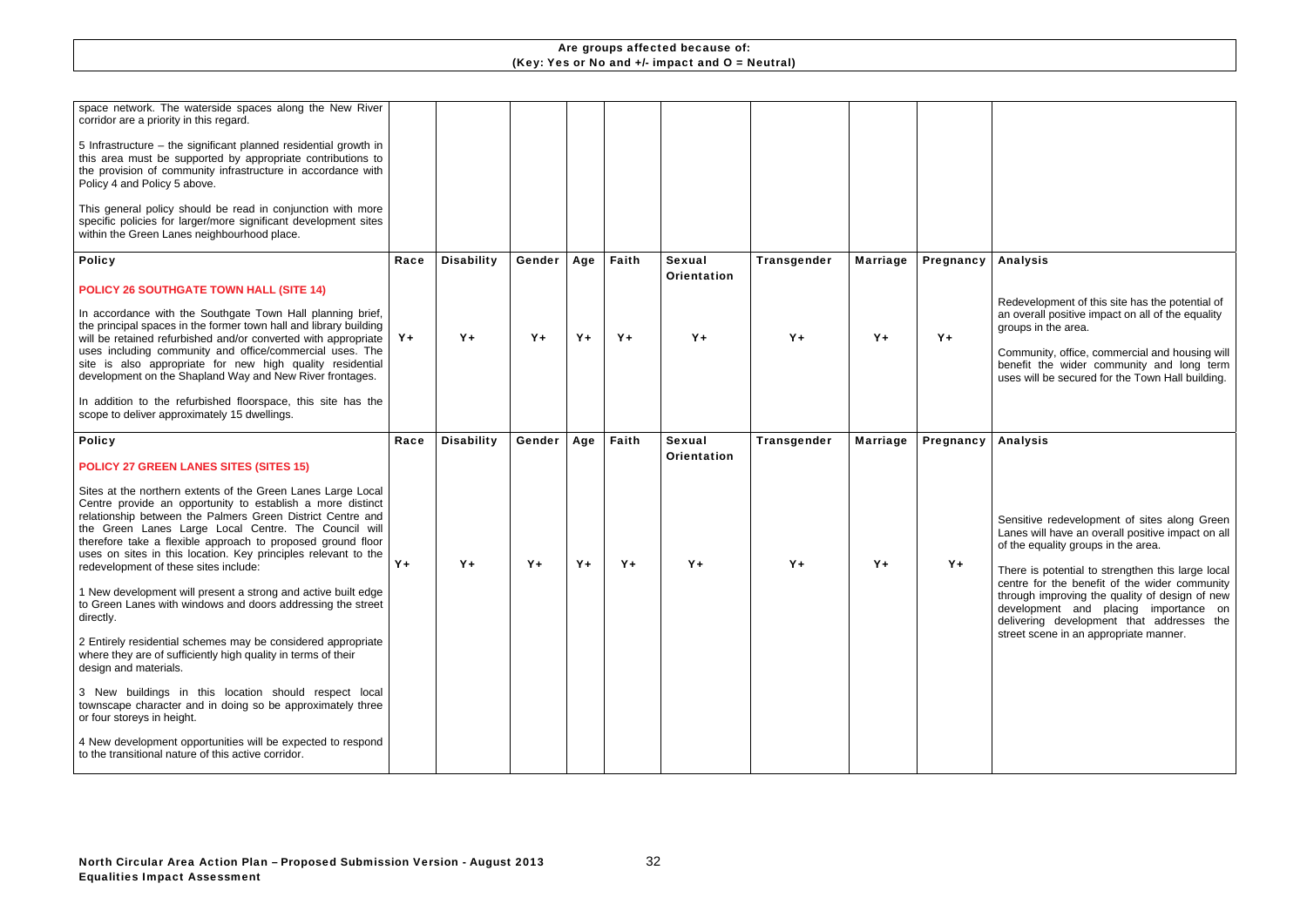**Are groups affected because of:**
**(Key: Yes or No and +/- impact and O = Neutral)**

| | | | | | | | | | | |
|---|---|---|---|---|---|---|---|---|---|---|
| space network. The waterside spaces along the New River corridor are a priority in this regard.<br><br>5 Infrastructure – the significant planned residential growth in this area must be supported by appropriate contributions to the provision of community infrastructure in accordance with Policy 4 and Policy 5 above.<br><br>This general policy should be read in conjunction with more specific policies for larger/more significant development sites within the Green Lanes neighbourhood place. | | | | | | | | | | |
| **Policy** | **Race** | **Disability** | **Gender** | **Age** | **Faith** | **Sexual Orientation** | **Transgender** | **Marriage** | **Pregnancy** | **Analysis** |
| **POLICY 26 SOUTHGATE TOWN HALL (SITE 14)**<br><br>In accordance with the Southgate Town Hall planning brief, the principal spaces in the former town hall and library building will be retained refurbished and/or converted with appropriate uses including community and office/commercial uses. The site is also appropriate for new high quality residential development on the Shapland Way and New River frontages.<br><br>In addition to the refurbished floorspace, this site has the scope to deliver approximately 15 dwellings. | Y+ | Y+ | Y+ | Y+ | Y+ | Y+ | Y+ | Y+ | Y+ | Redevelopment of this site has the potential of an overall positive impact on all of the equality groups in the area.<br><br>Community, office, commercial and housing will benefit the wider community and long term uses will be secured for the Town Hall building. |
| **Policy** | **Race** | **Disability** | **Gender** | **Age** | **Faith** | **Sexual Orientation** | **Transgender** | **Marriage** | **Pregnancy** | **Analysis** |
| **POLICY 27 GREEN LANES SITES (SITES 15)**<br><br>Sites at the northern extents of the Green Lanes Large Local Centre provide an opportunity to establish a more distinct relationship between the Palmers Green District Centre and the Green Lanes Large Local Centre. The Council will therefore take a flexible approach to proposed ground floor uses on sites in this location. Key principles relevant to the redevelopment of these sites include:<br><br>1 New development will present a strong and active built edge to Green Lanes with windows and doors addressing the street directly.<br><br>2 Entirely residential schemes may be considered appropriate where they are of sufficiently high quality in terms of their design and materials.<br><br>3 New buildings in this location should respect local townscape character and in doing so be approximately three or four storeys in height.<br><br>4 New development opportunities will be expected to respond to the transitional nature of this active corridor. | Y+ | Y+ | Y+ | Y+ | Y+ | Y+ | Y+ | Y+ | Y+ | Sensitive redevelopment of sites along Green Lanes will have an overall positive impact on all of the equality groups in the area.<br><br>There is potential to strengthen this large local centre for the benefit of the wider community through improving the quality of design of new development and placing importance on delivering development that addresses the street scene in an appropriate manner. |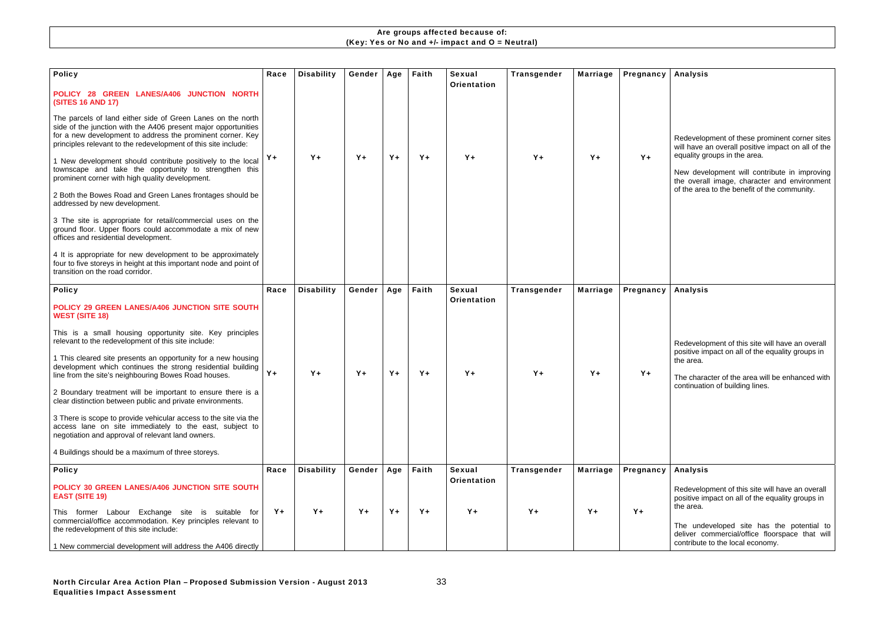**Are groups affected because of:**
**(Key: Yes or No and +/- impact and O = Neutral)**

| Policy | Race | Disability | Gender | Age | Faith | Sexual Orientation | Transgender | Marriage | Pregnancy | Analysis |
|---|---|---|---|---|---|---|---|---|---|---|
| **POLICY 28 GREEN LANES/A406 JUNCTION NORTH (SITES 16 AND 17)**<br><br>The parcels of land either side of Green Lanes on the north side of the junction with the A406 present major opportunities for a new development to address the prominent corner. Key principles relevant to the redevelopment of this site include:<br><br>1 New development should contribute positively to the local townscape and take the opportunity to strengthen this prominent corner with high quality development.<br><br>2 Both the Bowes Road and Green Lanes frontages should be addressed by new development.<br><br>3 The site is appropriate for retail/commercial uses on the ground floor. Upper floors could accommodate a mix of new offices and residential development.<br><br>4 It is appropriate for new development to be approximately four to five storeys in height at this important node and point of transition on the road corridor. | Y+ | Y+ | Y+ | Y+ | Y+ | Y+ | Y+ | Y+ | Y+ | Redevelopment of these prominent corner sites will have an overall positive impact on all of the equality groups in the area.<br><br>New development will contribute in improving the overall image, character and environment of the area to the benefit of the community. |
| **Policy** | **Race** | **Disability** | **Gender** | **Age** | **Faith** | **Sexual Orientation** | **Transgender** | **Marriage** | **Pregnancy** | **Analysis** |
| **POLICY 29 GREEN LANES/A406 JUNCTION SITE SOUTH WEST (SITE 18)**<br><br>This is a small housing opportunity site. Key principles relevant to the redevelopment of this site include:<br><br>1 This cleared site presents an opportunity for a new housing development which continues the strong residential building line from the site's neighbouring Bowes Road houses.<br><br>2 Boundary treatment will be important to ensure there is a clear distinction between public and private environments.<br><br>3 There is scope to provide vehicular access to the site via the access lane on site immediately to the east, subject to negotiation and approval of relevant land owners.<br><br>4 Buildings should be a maximum of three storeys. | Y+ | Y+ | Y+ | Y+ | Y+ | Y+ | Y+ | Y+ | Y+ | Redevelopment of this site will have an overall positive impact on all of the equality groups in the area.<br><br>The character of the area will be enhanced with continuation of building lines. |
| **Policy** | **Race** | **Disability** | **Gender** | **Age** | **Faith** | **Sexual Orientation** | **Transgender** | **Marriage** | **Pregnancy** | **Analysis** |
| **POLICY 30 GREEN LANES/A406 JUNCTION SITE SOUTH EAST (SITE 19)**<br><br>This former Labour Exchange site is suitable for commercial/office accommodation. Key principles relevant to the redevelopment of this site include:<br><br>1 New commercial development will address the A406 directly | Y+ | Y+ | Y+ | Y+ | Y+ | Y+ | Y+ | Y+ | Y+ | Redevelopment of this site will have an overall positive impact on all of the equality groups in the area.<br><br>The undeveloped site has the potential to deliver commercial/office floorspace that will contribute to the local economy. |

**North Circular Area Action Plan – Proposed Submission Version - August 2013**
**Equalities Impact Assessment**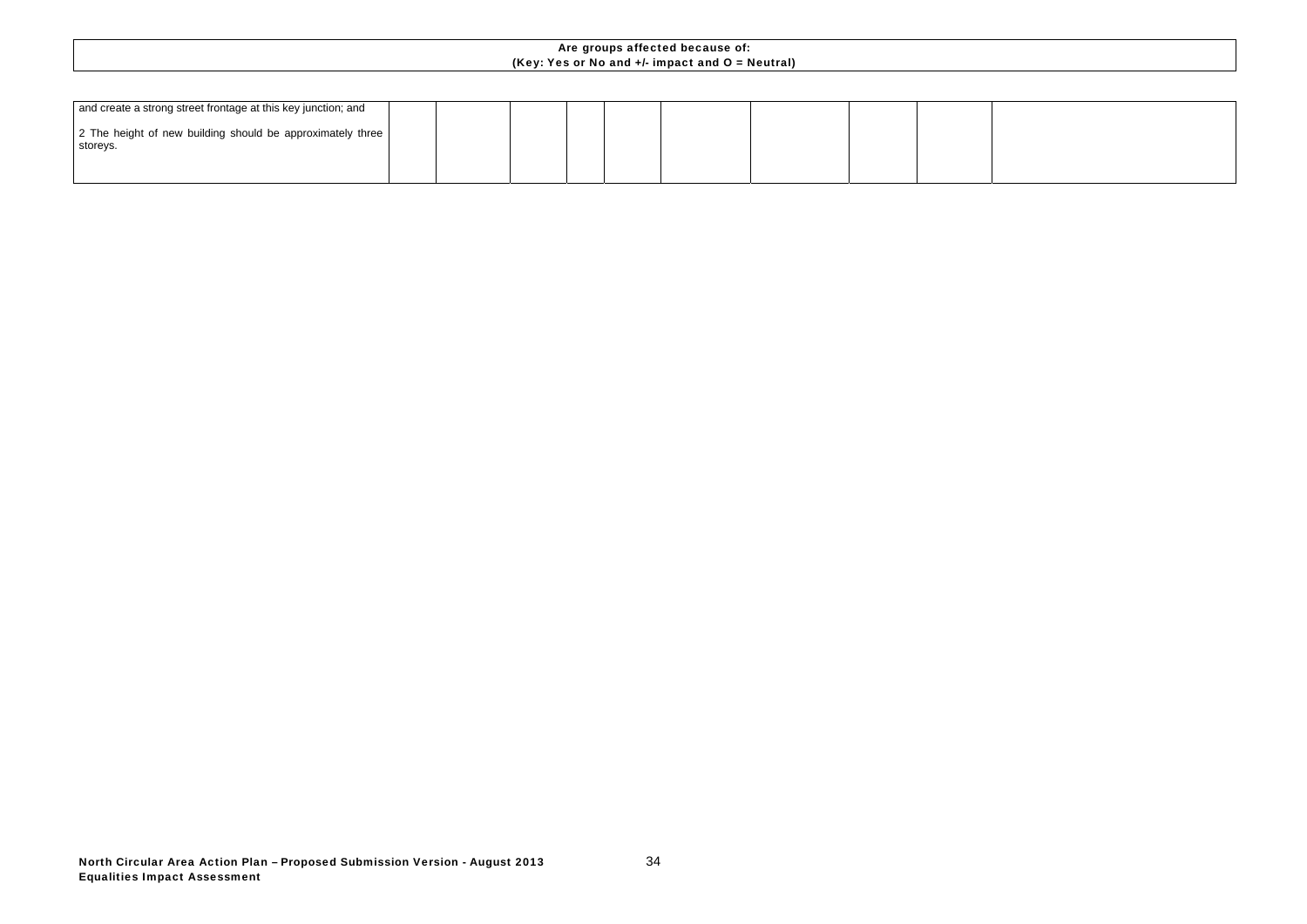**Are groups affected because of:**
**(Key: Yes or No and +/- impact and O = Neutral)**

| | | | | | | | | | |
|---|---|---|---|---|---|---|---|---|---|
| and create a strong street frontage at this key junction; and<br><br>2 The height of new building should be approximately three storeys. | | | | | | | | | |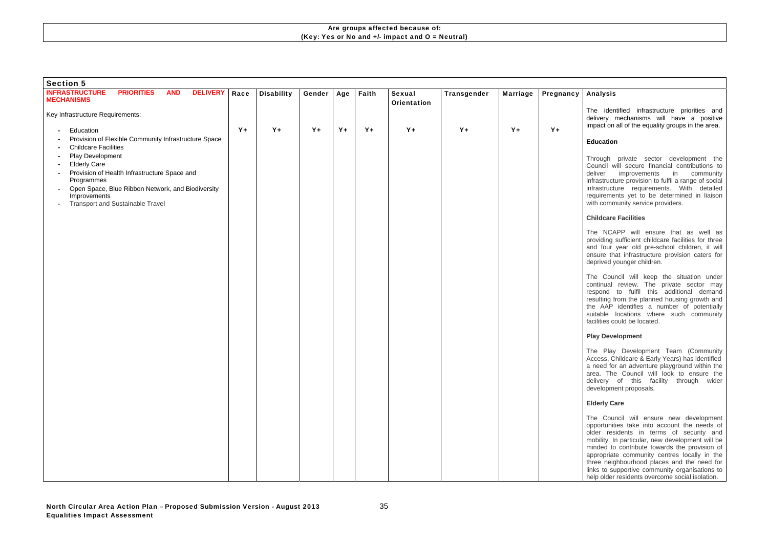**Are groups affected because of:**
**(Key: Yes or No and +/- impact and O = Neutral)**

| **Section 5** | | | | | | | | | | |
|---|---|---|---|---|---|---|---|---|---|---|
| **INFRASTRUCTURE PRIORITIES AND DELIVERY MECHANISMS** | **Race** | **Disability** | **Gender** | **Age** | **Faith** | **Sexual Orientation** | **Transgender** | **Marriage** | **Pregnancy** | **Analysis** |
| Key Infrastructure Requirements:<br><br>- Education<br>- Provision of Flexible Community Infrastructure Space<br>- Childcare Facilities<br>- Play Development<br>- Elderly Care<br>- Provision of Health Infrastructure Space and Programmes<br>- Open Space, Blue Ribbon Network, and Biodiversity Improvements<br>- Transport and Sustainable Travel | Y+ | Y+ | Y+ | Y+ | Y+ | Y+ | Y+ | Y+ | Y+ | The identified infrastructure priorities and delivery mechanisms will have a positive impact on all of the equality groups in the area.<br><br>**Education**<br><br>Through private sector development the Council will secure financial contributions to deliver improvements in community infrastructure provision to fulfil a range of social infrastructure requirements. With detailed requirements yet to be determined in liaison with community service providers.<br><br>**Childcare Facilities**<br><br>The NCAPP will ensure that as well as providing sufficient childcare facilities for three and four year old pre-school children, it will ensure that infrastructure provision caters for deprived younger children.<br><br>The Council will keep the situation under continual review. The private sector may respond to fulfil this additional demand resulting from the planned housing growth and the AAP identifies a number of potentially suitable locations where such community facilities could be located.<br><br>**Play Development**<br><br>The Play Development Team (Community Access, Childcare & Early Years) has identified a need for an adventure playground within the area. The Council will look to ensure the delivery of this facility through wider development proposals.<br><br>**Elderly Care**<br><br>The Council will ensure new development opportunities take into account the needs of older residents in terms of security and mobility. In particular, new development will be minded to contribute towards the provision of appropriate community centres locally in the three neighbourhood places and the need for links to supportive community organisations to help older residents overcome social isolation. |

North Circular Area Action Plan – Proposed Submission Version - August 2013
Equalities Impact Assessment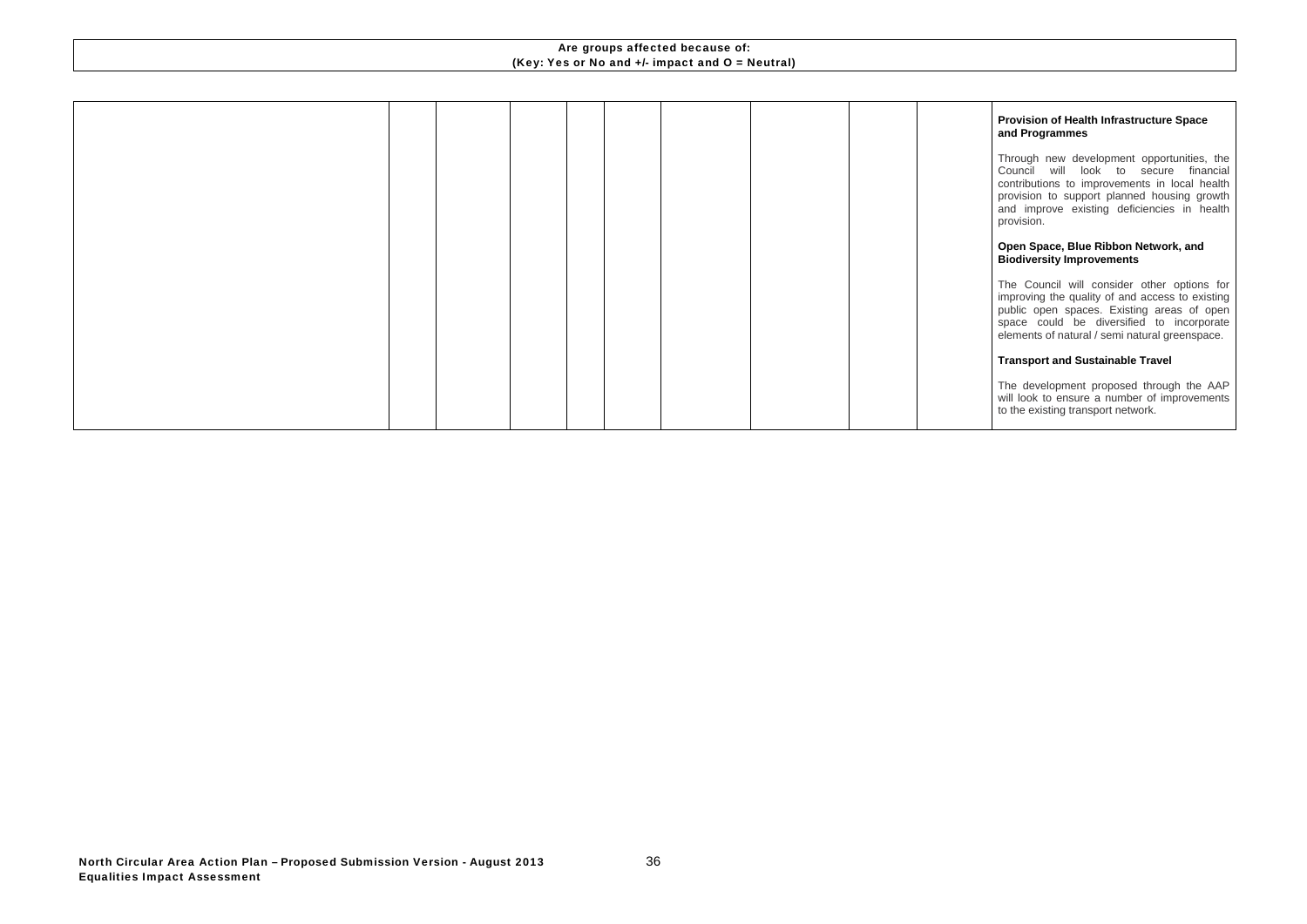**Are groups affected because of:**
**(Key: Yes or No and +/- impact and O = Neutral)**

| | | | | | | | | | | |
|---|---|---|---|---|---|---|---|---|---|---|
| | | | | | | | | | | **Provision of Health Infrastructure Space and Programmes**<br><br>Through new development opportunities, the Council will look to secure financial contributions to improvements in local health provision to support planned housing growth and improve existing deficiencies in health provision.<br><br>**Open Space, Blue Ribbon Network, and Biodiversity Improvements**<br><br>The Council will consider other options for improving the quality of and access to existing public open spaces. Existing areas of open space could be diversified to incorporate elements of natural / semi natural greenspace.<br><br>**Transport and Sustainable Travel**<br><br>The development proposed through the AAP will look to ensure a number of improvements to the existing transport network. |